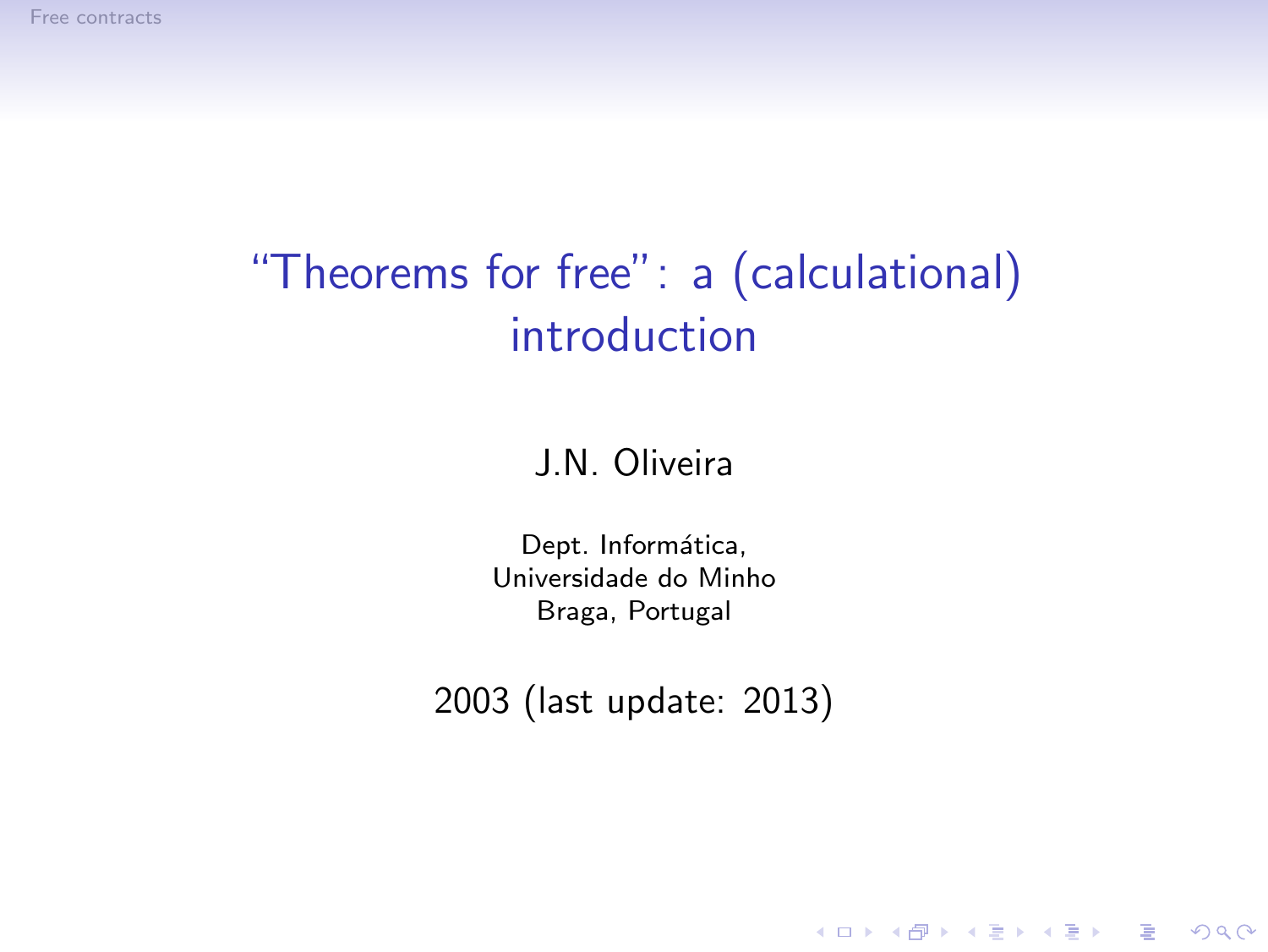# "Theorems for free": a (calculational) introduction

J.N. Oliveira

Dept. Informática,
Universidade do Minho
Braga, Portugal

2003 (last update: 2013)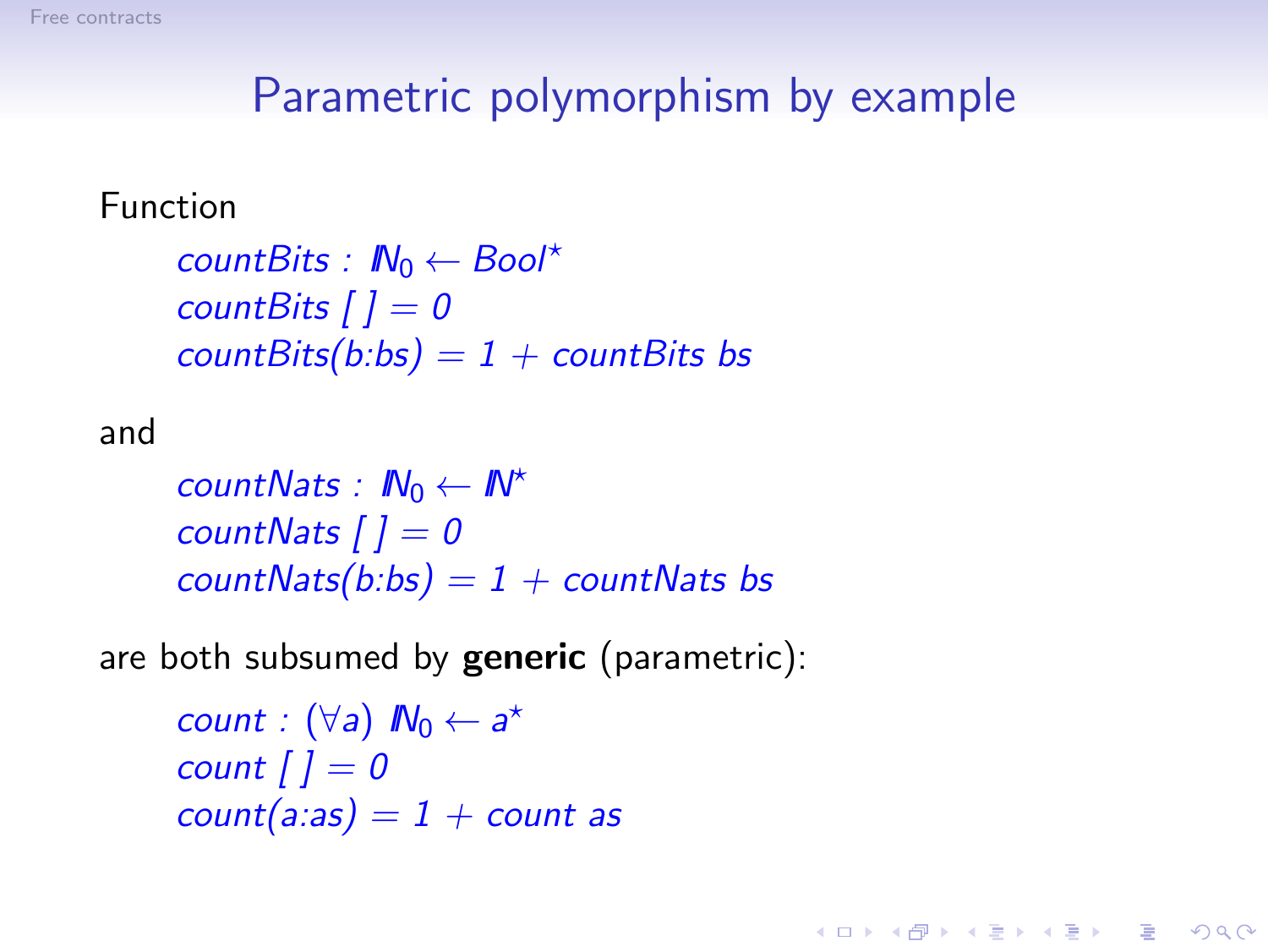# Parametric polymorphism by example

Function

$$countBits : \mathbb{N}_0 \leftarrow Bool^\star$$
$$countBits\ [\ ] = 0$$
$$countBits(b{:}bs) = 1 + countBits\ bs$$

and

$$countNats : \mathbb{N}_0 \leftarrow \mathbb{N}^\star$$
$$countNats\ [\ ] = 0$$
$$countNats(b{:}bs) = 1 + countNats\ bs$$

are both subsumed by **generic** (parametric):

$$count : (\forall a)\ \mathbb{N}_0 \leftarrow a^\star$$
$$count\ [\ ] = 0$$
$$count(a{:}as) = 1 + count\ as$$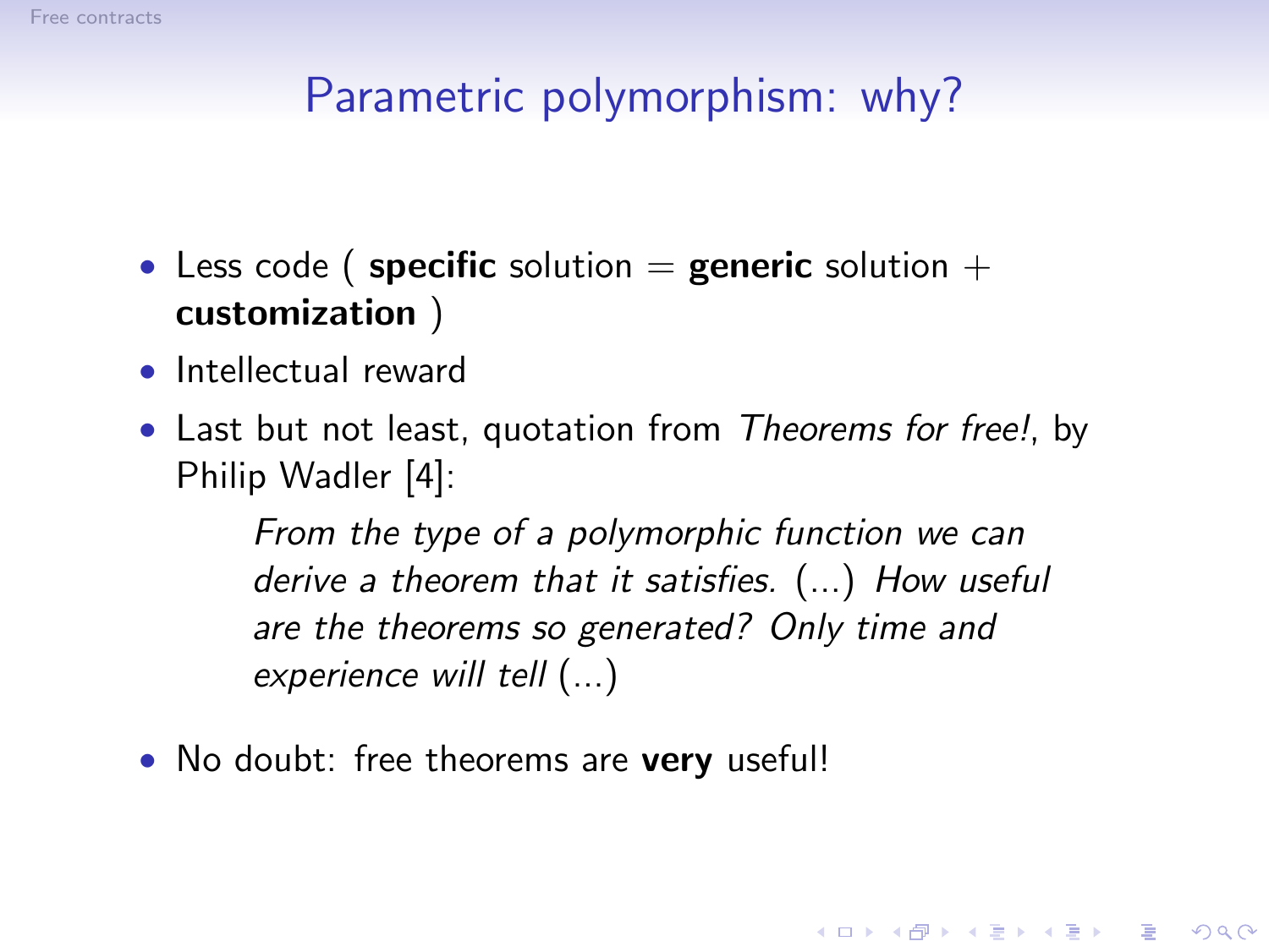# Parametric polymorphism: why?

- Less code ( **specific** solution = **generic** solution + **customization** )
- Intellectual reward
- Last but not least, quotation from *Theorems for free!*, by Philip Wadler [4]:

  > *From the type of a polymorphic function we can derive a theorem that it satisfies.* (...) *How useful are the theorems so generated? Only time and experience will tell* (...)

- No doubt: free theorems are **very** useful!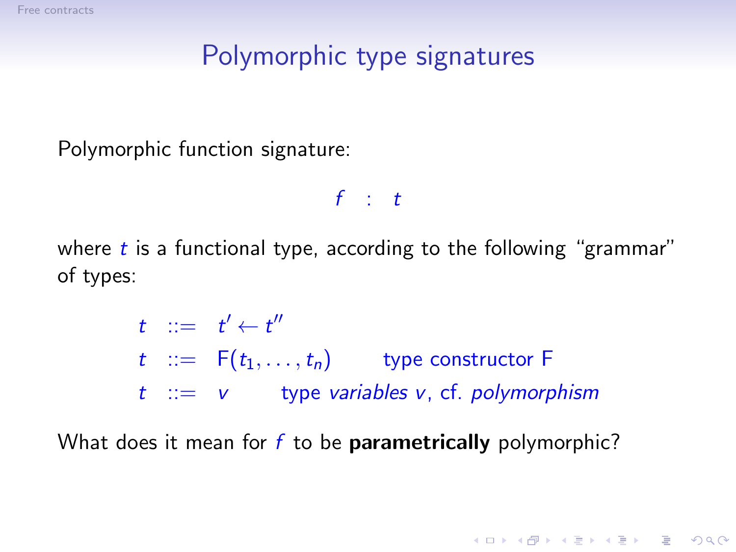# Polymorphic type signatures

Polymorphic function signature:

$$f \quad : \quad t$$

where $t$ is a functional type, according to the following "grammar" of types:

$$
\begin{array}{lll}
t & ::= & t' \leftarrow t'' \\
t & ::= & \mathsf{F}(t_1, \ldots, t_n) \qquad \text{type constructor F} \\
t & ::= & v \qquad \text{type } \textit{variables } v\text{, cf. } \textit{polymorphism}
\end{array}
$$

What does it mean for $f$ to be **parametrically** polymorphic?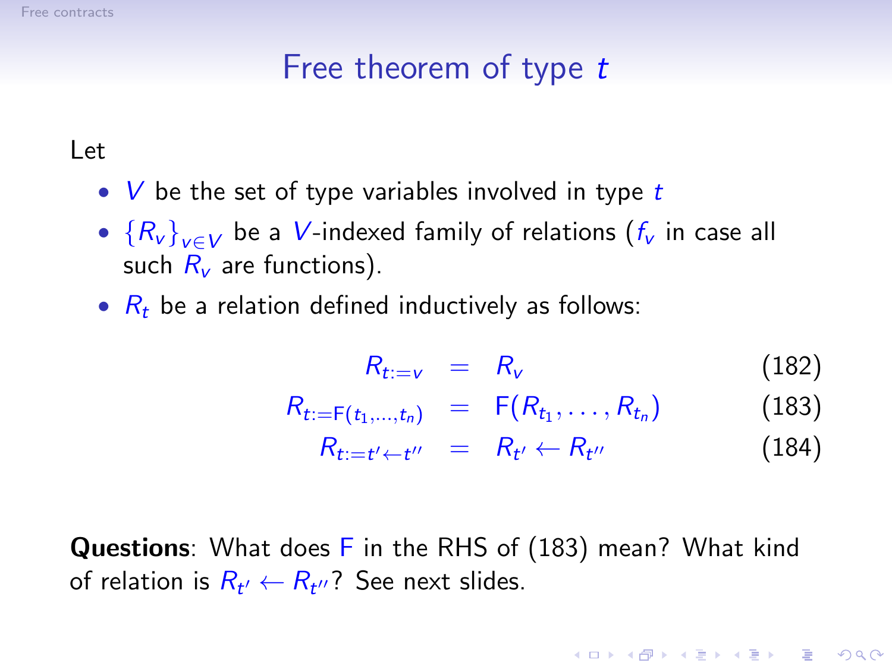# Free theorem of type $t$

Let

- $V$ be the set of type variables involved in type $t$
- $\{R_v\}_{v \in V}$ be a $V$-indexed family of relations ($f_v$ in case all such $R_v$ are functions).
- $R_t$ be a relation defined inductively as follows:

$$R_{t:=v} = R_v \tag{182}$$

$$R_{t:=\mathsf{F}(t_1,\ldots,t_n)} = \mathsf{F}(R_{t_1}, \ldots, R_{t_n}) \tag{183}$$

$$R_{t:=t' \leftarrow t''} = R_{t'} \leftarrow R_{t''} \tag{184}$$

**Questions**: What does $\mathsf{F}$ in the RHS of (183) mean? What kind of relation is $R_{t'} \leftarrow R_{t''}$? See next slides.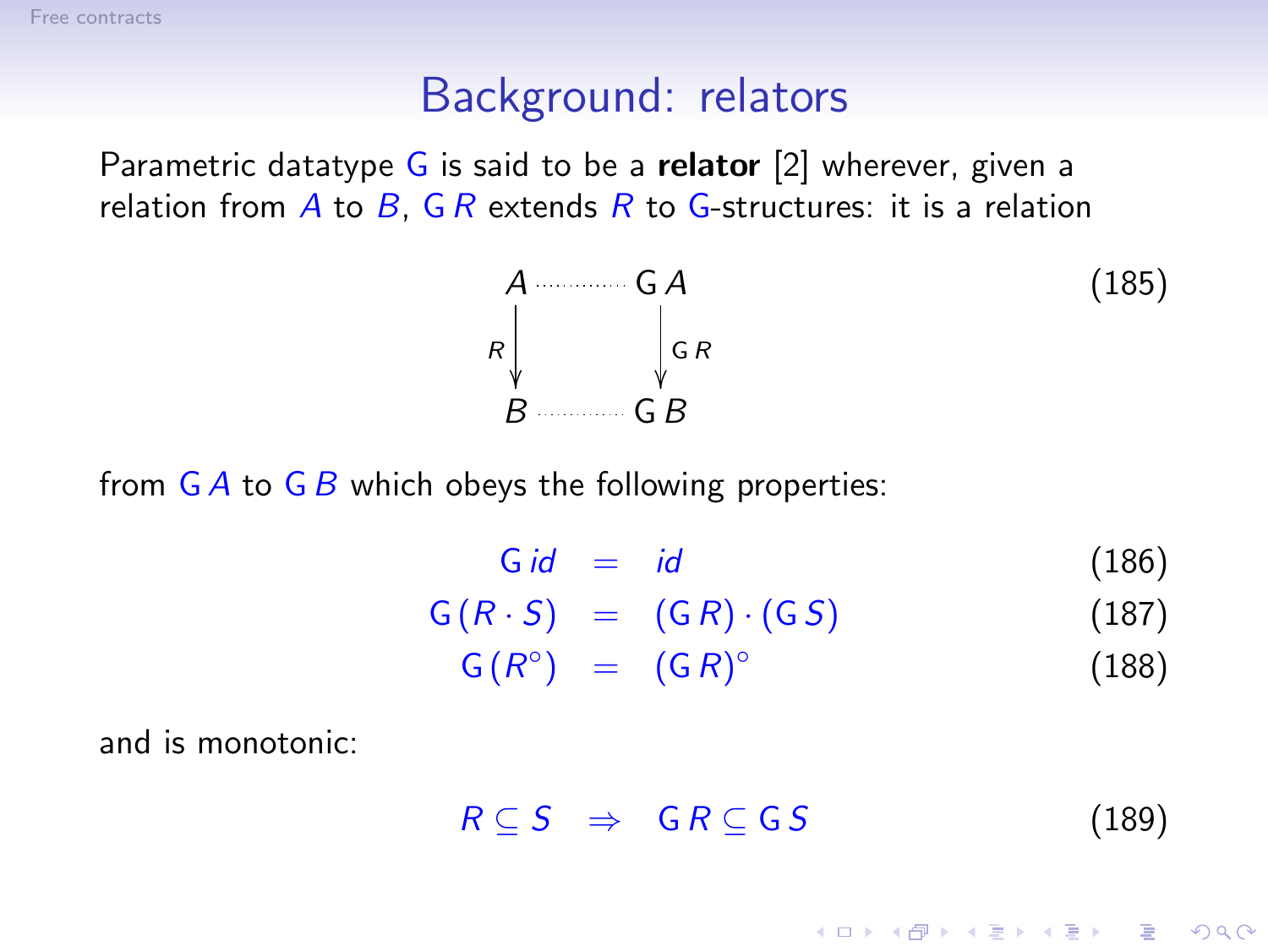## Background: relators

Parametric datatype $\mathsf{G}$ is said to be a **relator** [2] wherever, given a relation from $A$ to $B$, $\mathsf{G}\,R$ extends $R$ to $\mathsf{G}$-structures: it is a relation

$$
\begin{array}{ccc}
A & \cdots\cdots & \mathsf{G}\,A \\
{\scriptstyle R}\downarrow & & \downarrow{\scriptstyle \mathsf{G}\,R} \\
B & \cdots\cdots & \mathsf{G}\,B
\end{array}
\tag{185}
$$

from $\mathsf{G}\,A$ to $\mathsf{G}\,B$ which obeys the following properties:

$$\mathsf{G}\,id = id \tag{186}$$

$$\mathsf{G}\,(R \cdot S) = (\mathsf{G}\,R) \cdot (\mathsf{G}\,S) \tag{187}$$

$$\mathsf{G}\,(R^\circ) = (\mathsf{G}\,R)^\circ \tag{188}$$

and is monotonic:

$$R \subseteq S \;\Rightarrow\; \mathsf{G}\,R \subseteq \mathsf{G}\,S \tag{189}$$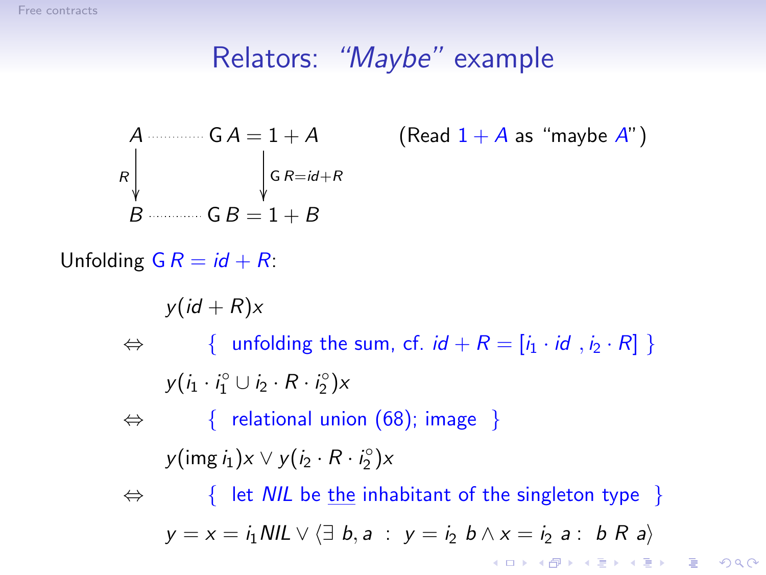# Relators: *"Maybe"* example

$$
\begin{array}{ccc}
A & \cdots\cdots & \mathsf{G}\,A = 1 + A \\
{\scriptstyle R}\downarrow & & \downarrow{\scriptstyle \mathsf{G}\,R = id + R} \\
B & \cdots\cdots & \mathsf{G}\,B = 1 + B
\end{array}
$$

(Read $1 + A$ as "maybe $A$")

Unfolding $\mathsf{G}\,R = id + R$:

$$
\begin{array}{cl}
 & y(id + R)x \\
\Leftrightarrow & \quad \{ \text{ unfolding the sum, cf. } id + R = [i_1 \cdot id\ , i_2 \cdot R] \ \} \\
 & y(i_1 \cdot i_1^\circ \cup i_2 \cdot R \cdot i_2^\circ)x \\
\Leftrightarrow & \quad \{ \text{ relational union (68); image } \} \\
 & y(\mathrm{img}\, i_1)x \vee y(i_2 \cdot R \cdot i_2^\circ)x \\
\Leftrightarrow & \quad \{ \text{ let } NIL \text{ be } \underline{\text{the}} \text{ inhabitant of the singleton type } \} \\
 & y = x = i_1 NIL \vee \langle \exists\ b, a\ :\ y = i_2\ b \wedge x = i_2\ a :\ b\ R\ a \rangle
\end{array}
$$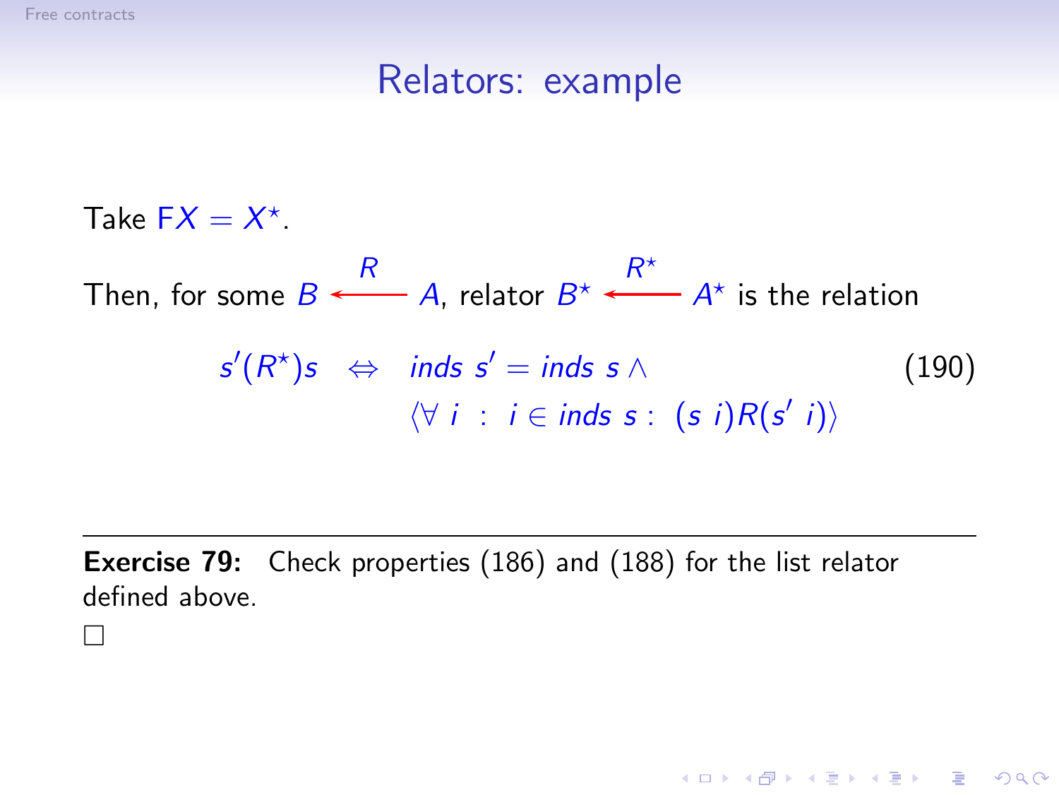# Relators: example

Take $\mathsf{F}X = X^\star$.

Then, for some $B \xleftarrow{R} A$, relator $B^\star \xleftarrow{R^\star} A^\star$ is the relation

$$
\begin{aligned}
s'(R^\star)s \quad \Leftrightarrow \quad & \mathit{inds}\ s' = \mathit{inds}\ s \,\wedge \\
& \langle \forall\ i \ :\ i \in \mathit{inds}\ s :\ (s\ i)R(s'\ i) \rangle
\end{aligned}
\tag{190}
$$

---

**Exercise 79:** Check properties (186) and (188) for the list relator defined above.

□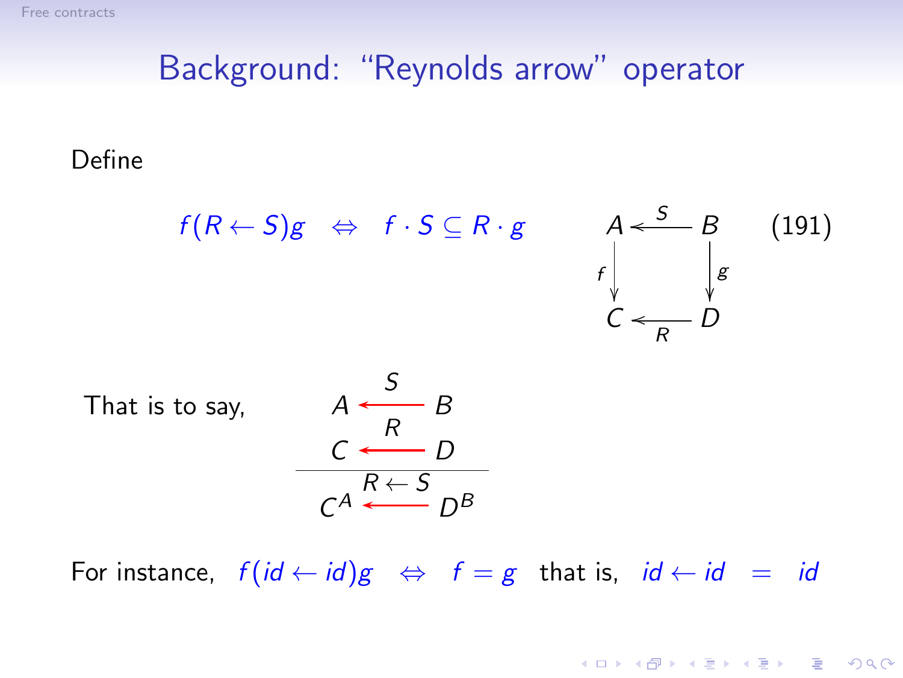# Background: "Reynolds arrow" operator

Define

$$f(R \leftarrow S)g \quad \Leftrightarrow \quad f \cdot S \subseteq R \cdot g \qquad \begin{array}{ccc} A & \xleftarrow{S} & B \\ {\scriptstyle f}\downarrow & & \downarrow{\scriptstyle g} \\ C & \xleftarrow[R]{} & D \end{array} \qquad (191)$$

That is to say,

$$\frac{A \xleftarrow{S} B \qquad C \xleftarrow{R} D}{C^A \xleftarrow{R \leftarrow S} D^B}$$

For instance, $f(id \leftarrow id)g \quad \Leftrightarrow \quad f = g$ that is, $id \leftarrow id \;=\; id$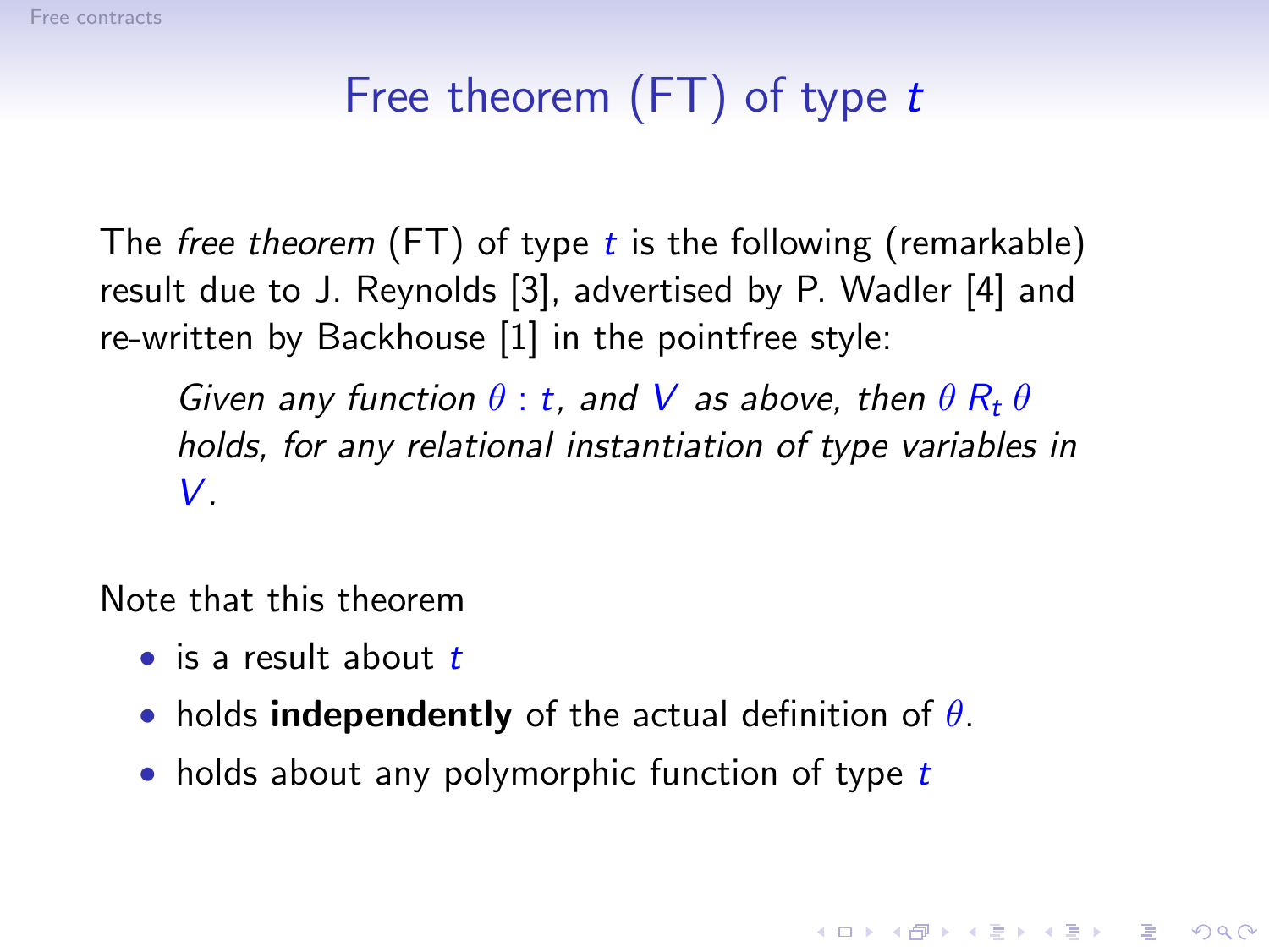# Free theorem (FT) of type $t$

The *free theorem* (FT) of type $t$ is the following (remarkable) result due to J. Reynolds [3], advertised by P. Wadler [4] and re-written by Backhouse [1] in the pointfree style:

> *Given any function $\theta : t$, and $V$ as above, then $\theta \; R_t \; \theta$ holds, for any relational instantiation of type variables in $V$.*

Note that this theorem

- is a result about $t$
- holds **independently** of the actual definition of $\theta$.
- holds about any polymorphic function of type $t$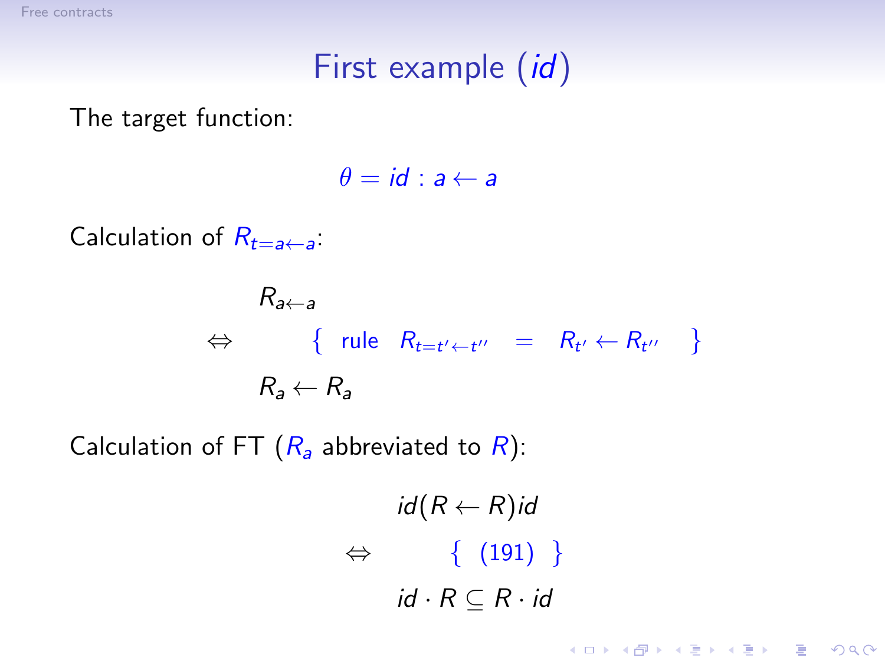# First example ($id$)

The target function:

$$\theta = id : a \leftarrow a$$

Calculation of $R_{t=a\leftarrow a}$:

$$
\begin{array}{cl}
 & R_{a\leftarrow a} \\
\Leftrightarrow & \quad \{ \text{ rule } \; R_{t=t'\leftarrow t''} \; = \; R_{t'} \leftarrow R_{t''} \; \} \\
 & R_a \leftarrow R_a
\end{array}
$$

Calculation of FT ($R_a$ abbreviated to $R$):

$$
\begin{array}{cl}
 & id(R \leftarrow R)id \\
\Leftrightarrow & \quad \{ \; (191) \; \} \\
 & id \cdot R \subseteq R \cdot id
\end{array}
$$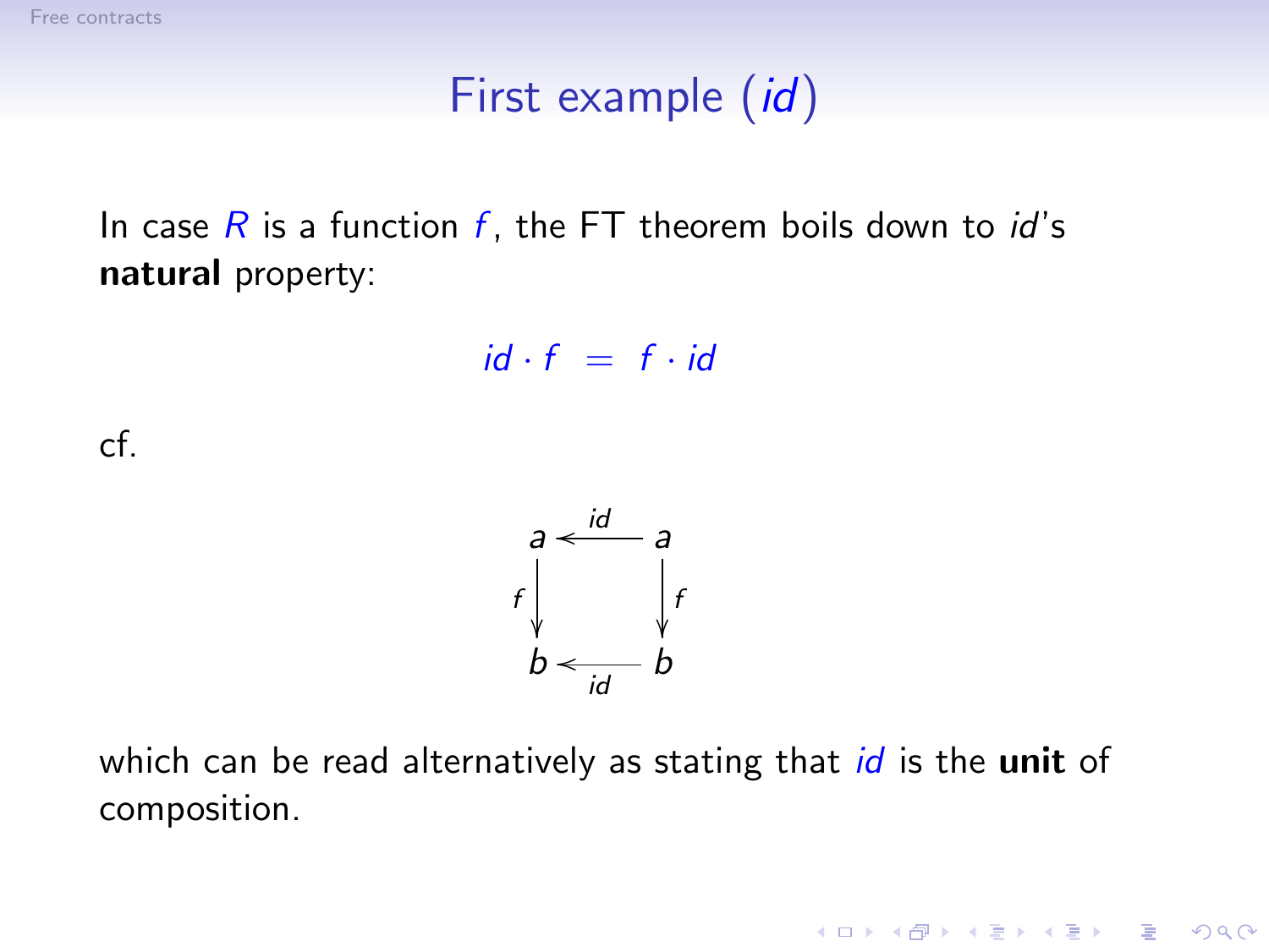# First example ($id$)

In case $R$ is a function $f$, the FT theorem boils down to *id*'s **natural** property:

$$id \cdot f \;=\; f \cdot id$$

cf.

$$\begin{array}{ccc} a & \xleftarrow{id} & a \\ {\scriptstyle f}\downarrow & & \downarrow{\scriptstyle f} \\ b & \xleftarrow[id]{} & b \end{array}$$

which can be read alternatively as stating that $id$ is the **unit** of composition.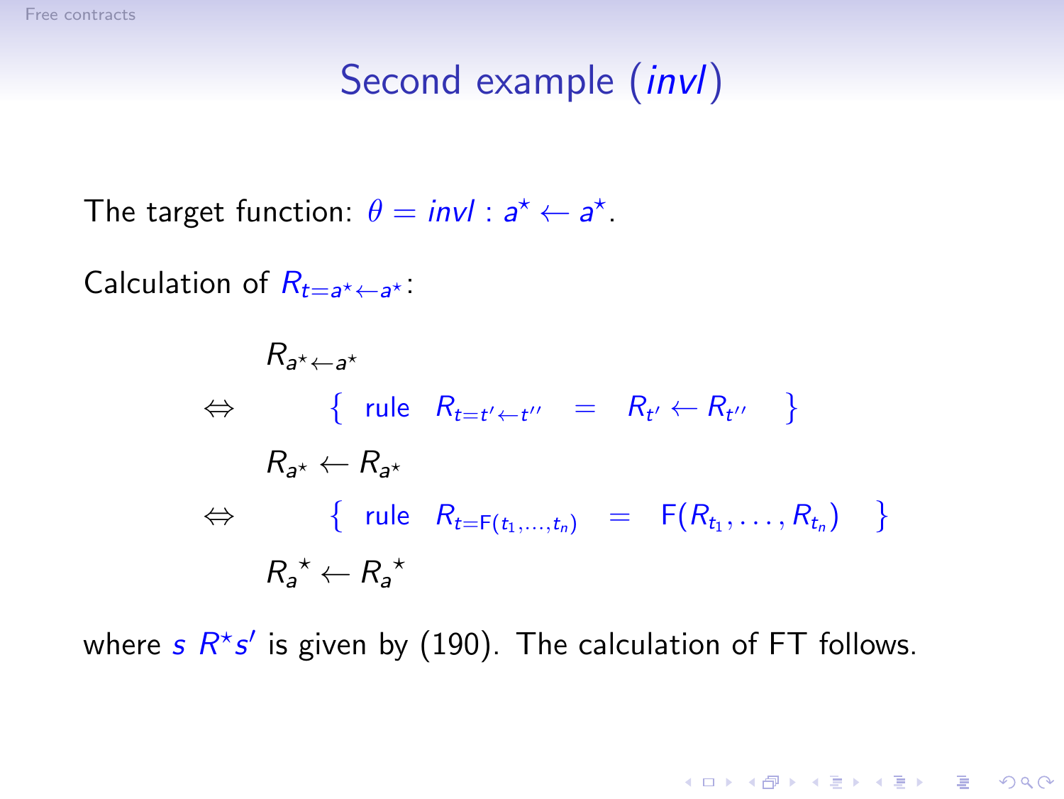# Second example (*invl*)

The target function: $\theta = invl : a^\star \leftarrow a^\star$.

Calculation of $R_{t=a^\star \leftarrow a^\star}$:

$$
\begin{array}{ll}
 & R_{a^\star \leftarrow a^\star} \\
\Leftrightarrow & \quad \{ \text{ rule } \; R_{t=t' \leftarrow t''} \; = \; R_{t'} \leftarrow R_{t''} \; \} \\
 & R_{a^\star} \leftarrow R_{a^\star} \\
\Leftrightarrow & \quad \{ \text{ rule } \; R_{t=\mathsf{F}(t_1,\ldots,t_n)} \; = \; \mathsf{F}(R_{t_1},\ldots,R_{t_n}) \; \} \\
 & {R_a}^\star \leftarrow {R_a}^\star
\end{array}
$$

where $s \; R^\star s'$ is given by (190). The calculation of FT follows.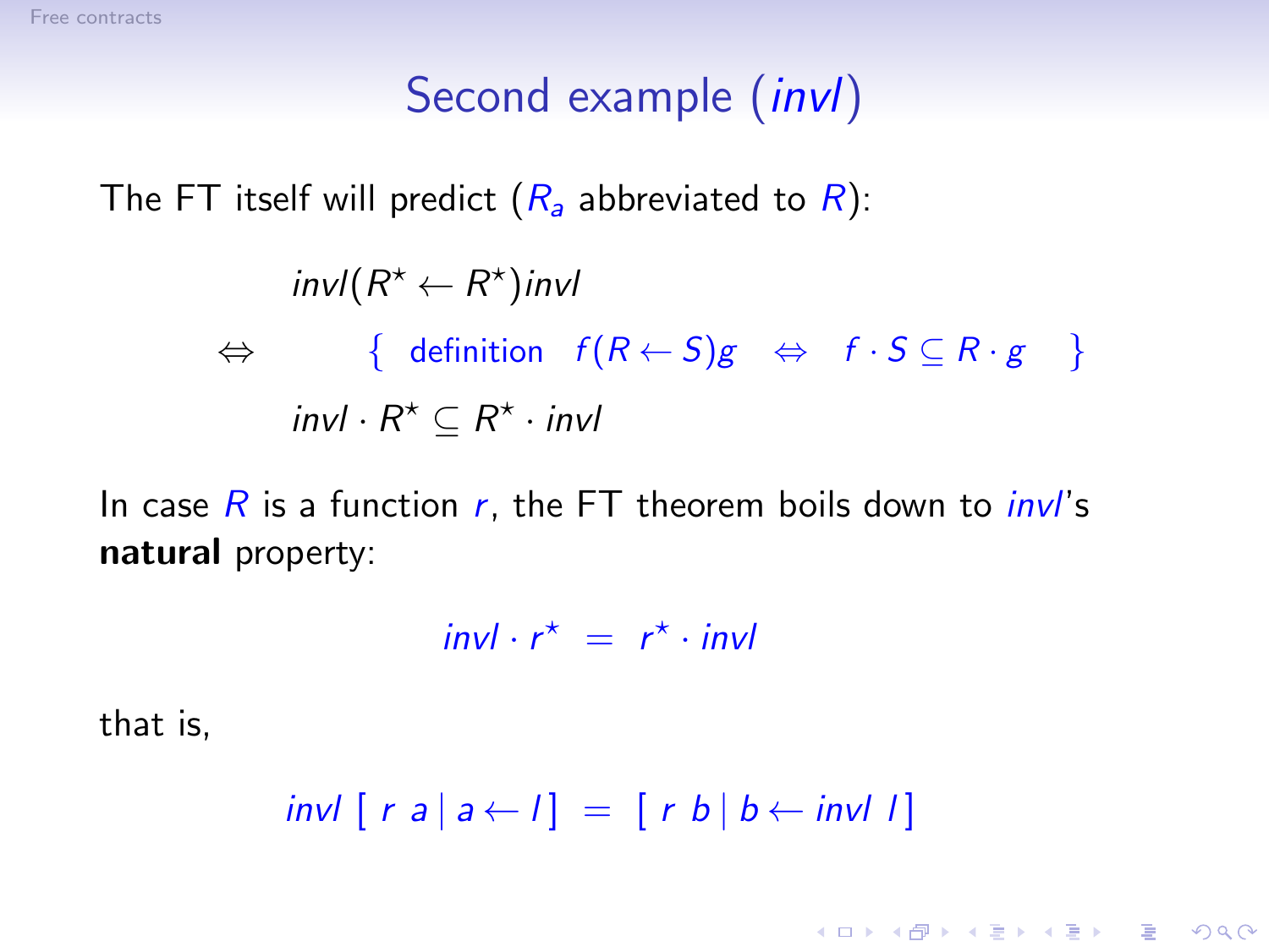# Second example (*invl*)

The FT itself will predict ($R_a$ abbreviated to $R$):

$$
\begin{array}{ll}
 & invl(R^\star \leftarrow R^\star)invl \\
\Leftrightarrow & \quad \{ \text{ definition } \ f(R \leftarrow S)g \ \Leftrightarrow \ f \cdot S \subseteq R \cdot g \ \} \\
 & invl \cdot R^\star \subseteq R^\star \cdot invl
\end{array}
$$

In case $R$ is a function $r$, the FT theorem boils down to *invl*'s **natural** property:

$$invl \cdot r^\star \ = \ r^\star \cdot invl$$

that is,

$$invl \ [\ r \ a \mid a \leftarrow l\ ] \ = \ [\ r \ b \mid b \leftarrow invl \ l\ ]$$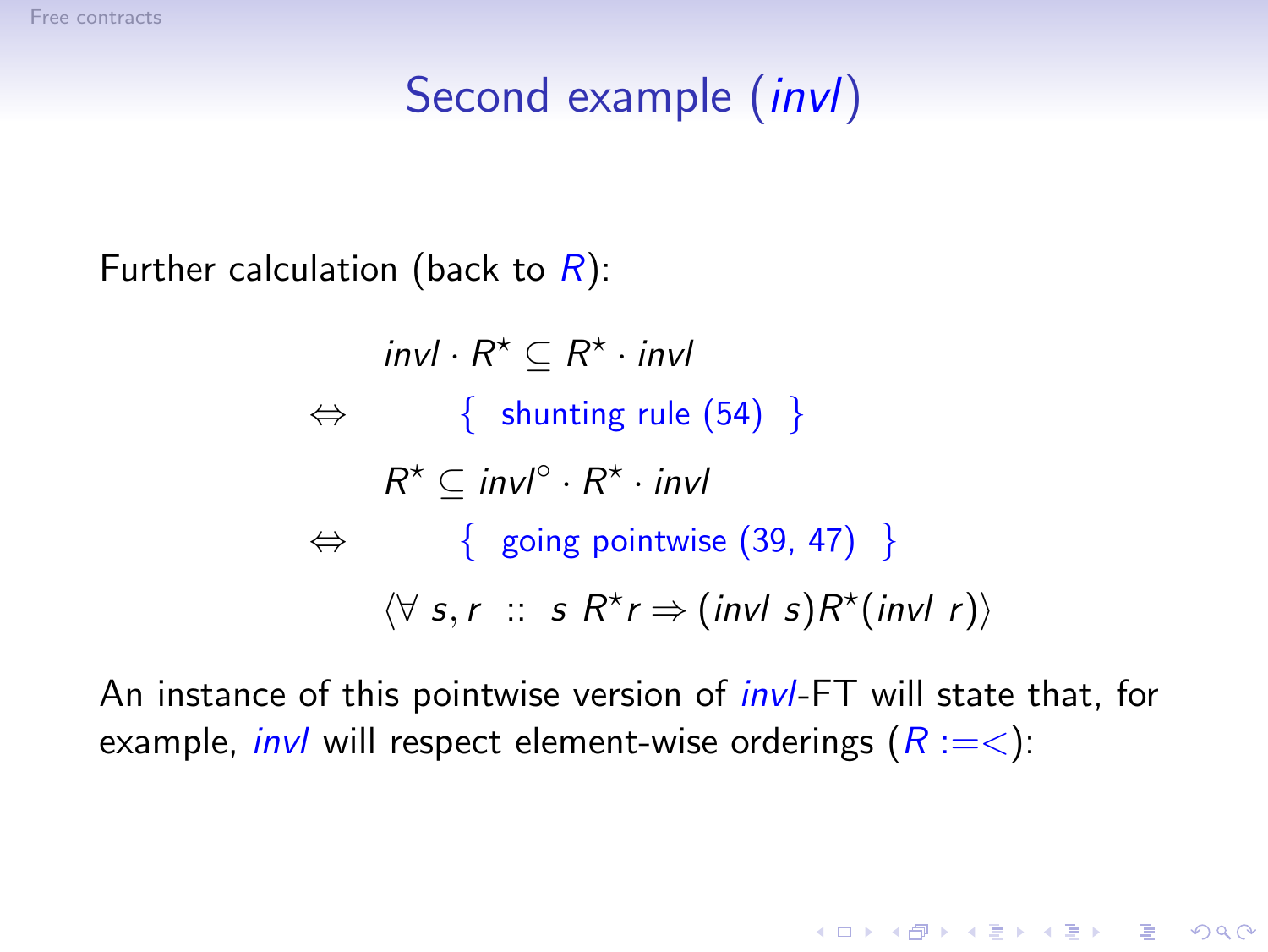# Second example (*invl*)

Further calculation (back to $R$):

$$
\begin{aligned}
& invl \cdot R^\star \subseteq R^\star \cdot invl \\
\Leftrightarrow \quad & \{ \text{ shunting rule (54) } \} \\
& R^\star \subseteq invl^\circ \cdot R^\star \cdot invl \\
\Leftrightarrow \quad & \{ \text{ going pointwise (39, 47) } \} \\
& \langle \forall\, s, r \; :: \; s \, R^\star r \Rightarrow (invl \; s) R^\star (invl \; r) \rangle
\end{aligned}
$$

An instance of this pointwise version of *invl*-FT will state that, for example, *invl* will respect element-wise orderings ($R := <$):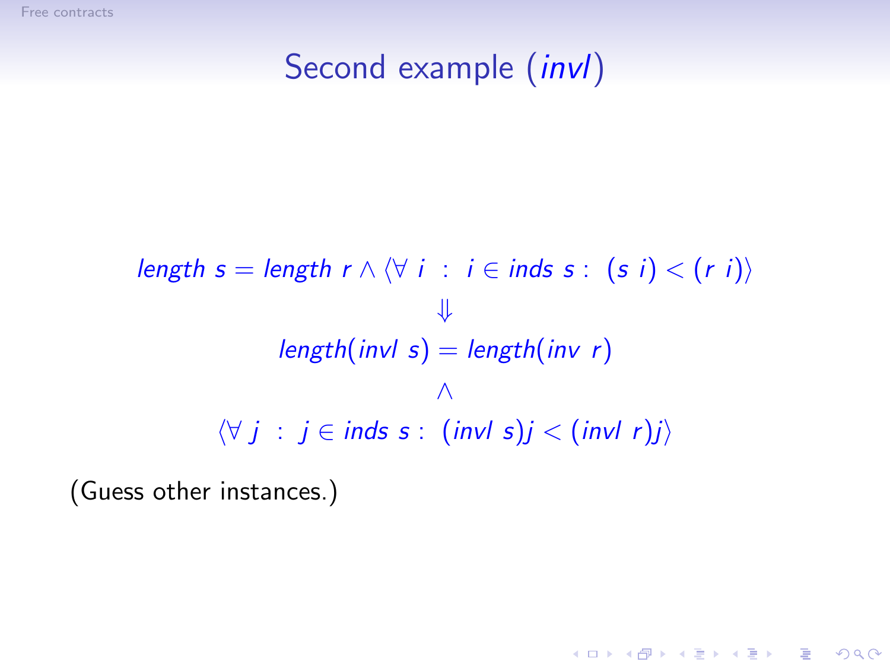# Second example (*invl*)

$$
\begin{array}{c}
\mathit{length}\ s = \mathit{length}\ r \wedge \langle \forall\ i\ :\ i \in \mathit{inds}\ s :\ (s\ i) < (r\ i) \rangle \\
\Downarrow \\
\mathit{length}(\mathit{invl}\ s) = \mathit{length}(\mathit{inv}\ r) \\
\wedge \\
\langle \forall\ j\ :\ j \in \mathit{inds}\ s :\ (\mathit{invl}\ s)j < (\mathit{invl}\ r)j \rangle
\end{array}
$$

(Guess other instances.)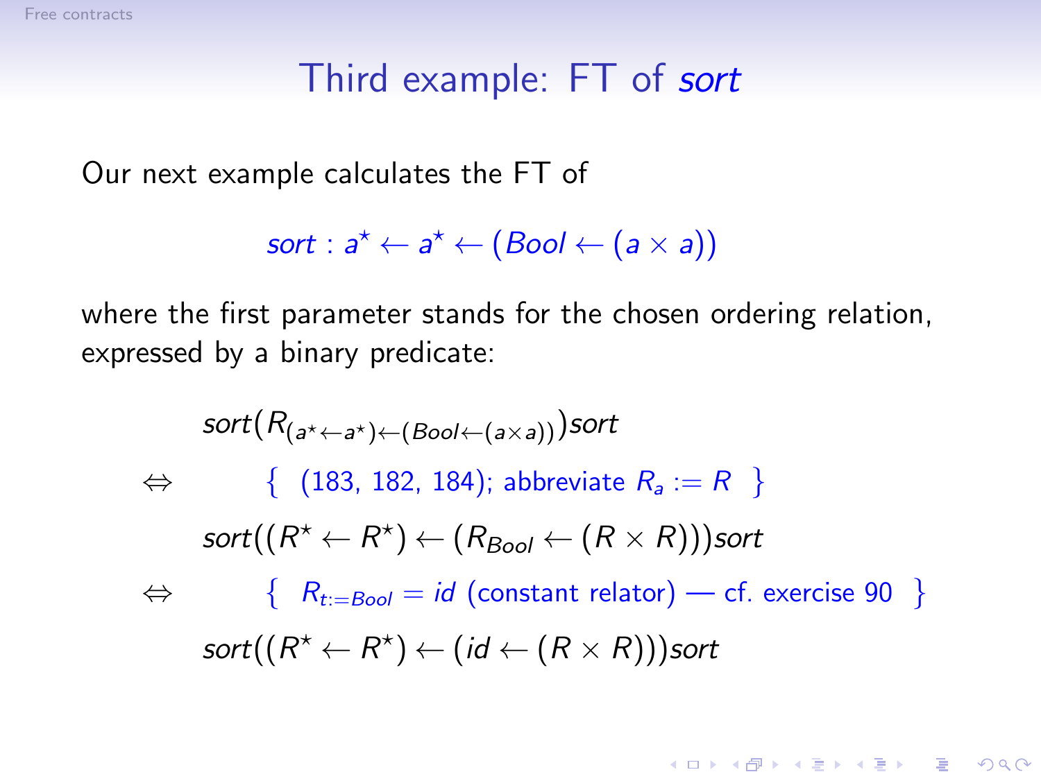# Third example: FT of *sort*

Our next example calculates the FT of

$$sort : a^{\star} \leftarrow a^{\star} \leftarrow (Bool \leftarrow (a \times a))$$

where the first parameter stands for the chosen ordering relation, expressed by a binary predicate:

$$
\begin{array}{ll}
 & sort(R_{(a^{\star} \leftarrow a^{\star}) \leftarrow (Bool \leftarrow (a \times a))})sort \\
\Leftrightarrow & \quad \{ \;\; (183,\, 182,\, 184);\ \text{abbreviate } R_a := R \;\; \} \\
 & sort((R^{\star} \leftarrow R^{\star}) \leftarrow (R_{Bool} \leftarrow (R \times R)))sort \\
\Leftrightarrow & \quad \{ \;\; R_{t:=Bool} = id \text{ (constant relator) — cf. exercise 90} \;\; \} \\
 & sort((R^{\star} \leftarrow R^{\star}) \leftarrow (id \leftarrow (R \times R)))sort
\end{array}
$$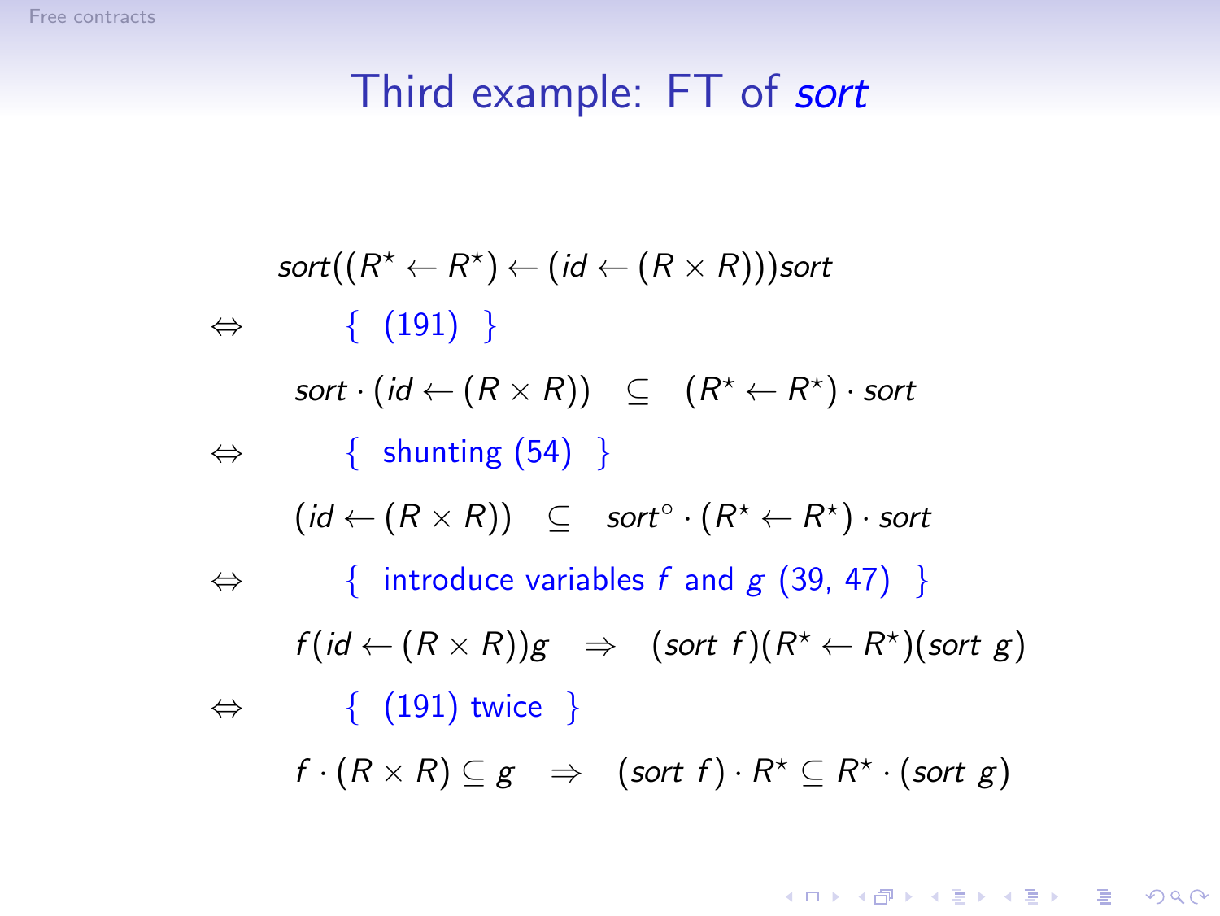# Third example: FT of *sort*

$$
\begin{array}{ll}
& sort((R^\star \leftarrow R^\star) \leftarrow (id \leftarrow (R \times R)))sort \\
\Leftrightarrow & \quad \{ \ (191) \ \} \\
& sort \cdot (id \leftarrow (R \times R)) \ \subseteq \ (R^\star \leftarrow R^\star) \cdot sort \\
\Leftrightarrow & \quad \{ \ \text{shunting (54)} \ \} \\
& (id \leftarrow (R \times R)) \ \subseteq \ sort^\circ \cdot (R^\star \leftarrow R^\star) \cdot sort \\
\Leftrightarrow & \quad \{ \ \text{introduce variables } f \text{ and } g \ (39, 47) \ \} \\
& f(id \leftarrow (R \times R))g \ \Rightarrow \ (sort\ f)(R^\star \leftarrow R^\star)(sort\ g) \\
\Leftrightarrow & \quad \{ \ (191) \text{ twice} \ \} \\
& f \cdot (R \times R) \subseteq g \ \Rightarrow \ (sort\ f) \cdot R^\star \subseteq R^\star \cdot (sort\ g)
\end{array}
$$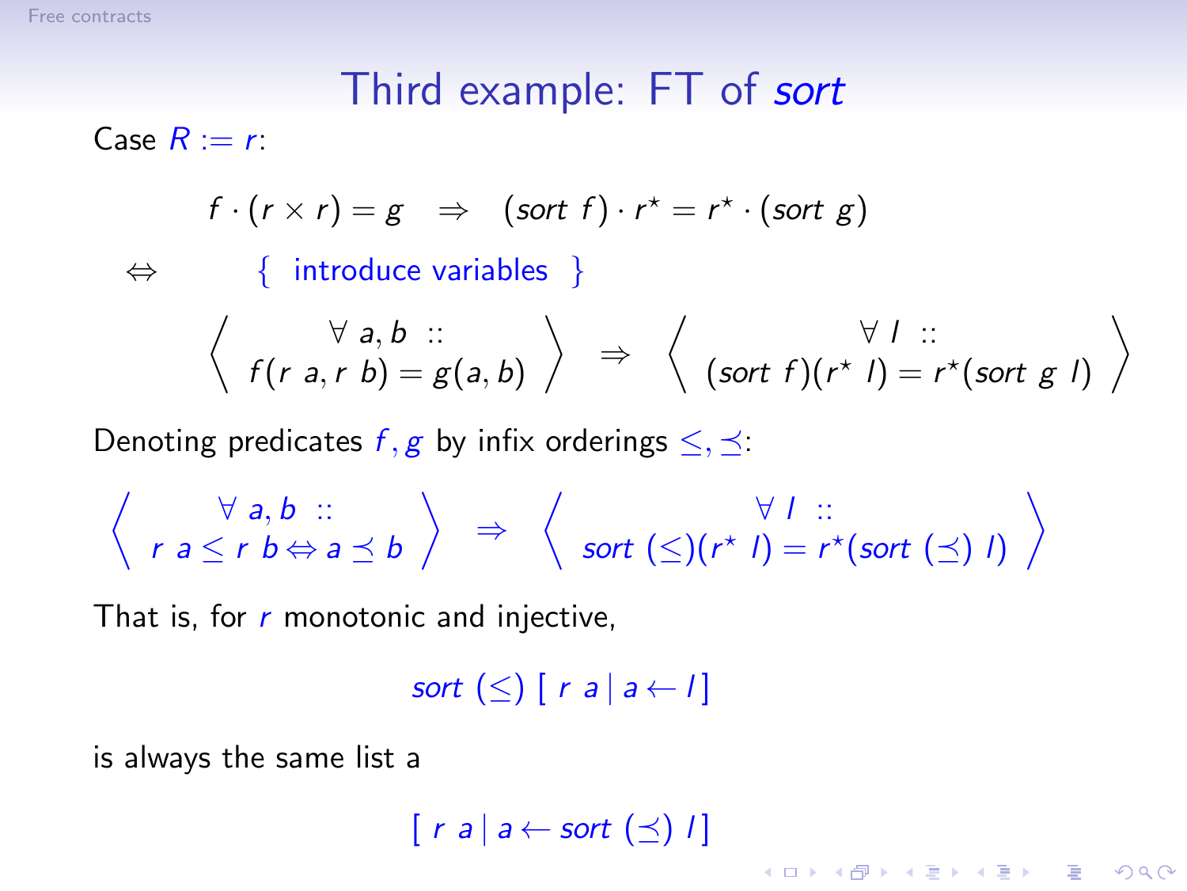# Third example: FT of *sort*

Case $R := r$:

$$f \cdot (r \times r) = g \quad \Rightarrow \quad (sort\ f) \cdot r^\star = r^\star \cdot (sort\ g)$$

$$\Leftrightarrow \qquad \{ \text{ introduce variables } \}$$

$$\left\langle \begin{array}{c} \forall\ a, b\ :: \\ f(r\ a, r\ b) = g(a, b) \end{array} \right\rangle \ \Rightarrow\ \left\langle \begin{array}{c} \forall\ l\ :: \\ (sort\ f)(r^\star\ l) = r^\star(sort\ g\ l) \end{array} \right\rangle$$

Denoting predicates $f, g$ by infix orderings $\leq, \preceq$:

$$\left\langle \begin{array}{c} \forall\ a, b\ :: \\ r\ a \leq r\ b \Leftrightarrow a \preceq b \end{array} \right\rangle \ \Rightarrow\ \left\langle \begin{array}{c} \forall\ l\ :: \\ sort\ (\leq)(r^\star\ l) = r^\star(sort\ (\preceq)\ l) \end{array} \right\rangle$$

That is, for $r$ monotonic and injective,

$$sort\ (\leq)\ [\ r\ a \mid a \leftarrow l\ ]$$

is always the same list a

$$[\ r\ a \mid a \leftarrow sort\ (\preceq)\ l\ ]$$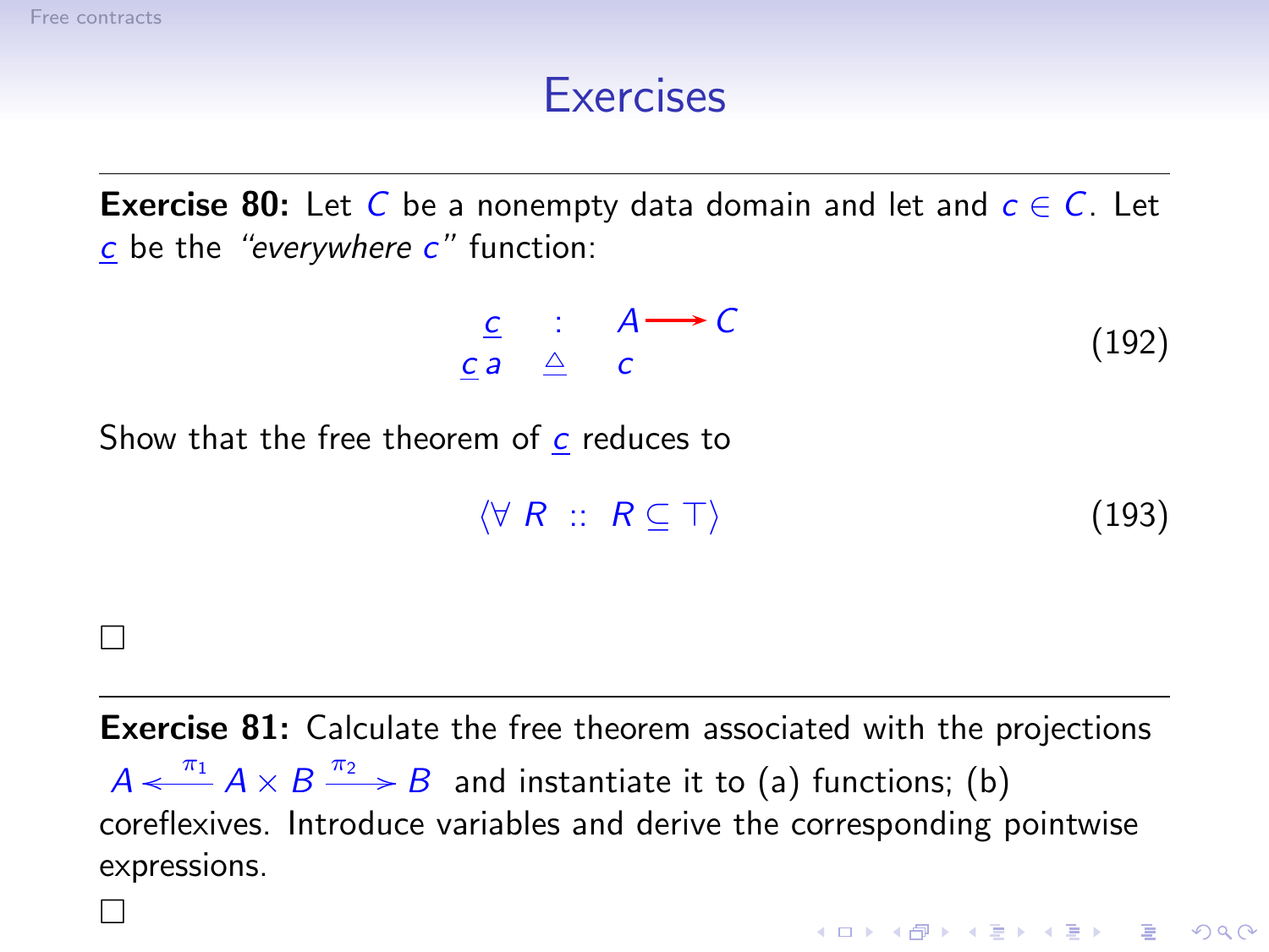# Exercises

**Exercise 80:** Let $C$ be a nonempty data domain and let and $c \in C$. Let $\underline{c}$ be the *"everywhere c"* function:

$$
\begin{array}{rcl}
\underline{c} & : & A \longrightarrow C \\
\underline{c}\, a & \triangleq & c
\end{array}
\tag{192}
$$

Show that the free theorem of $\underline{c}$ reduces to

$$
\langle \forall\ R\ ::\ R \subseteq \top \rangle \tag{193}
$$

□

---

**Exercise 81:** Calculate the free theorem associated with the projections $A \xleftarrow{\pi_1} A \times B \xrightarrow{\pi_2} B$ and instantiate it to (a) functions; (b) coreflexives. Introduce variables and derive the corresponding pointwise expressions.

□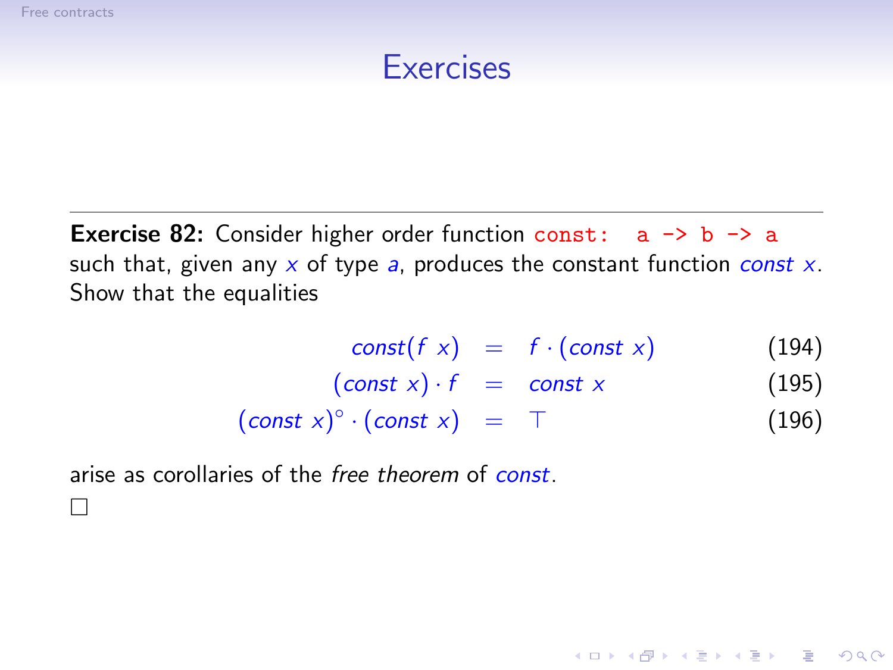## Exercises

---

**Exercise 82:** Consider higher order function `const: a -> b -> a` such that, given any $x$ of type $a$, produces the constant function $const\ x$. Show that the equalities

$$
\begin{aligned}
const(f\ x) &= f \cdot (const\ x) && (194)\\
(const\ x) \cdot f &= const\ x && (195)\\
(const\ x)^{\circ} \cdot (const\ x) &= \top && (196)
\end{aligned}
$$

arise as corollaries of the *free theorem* of $const$.

□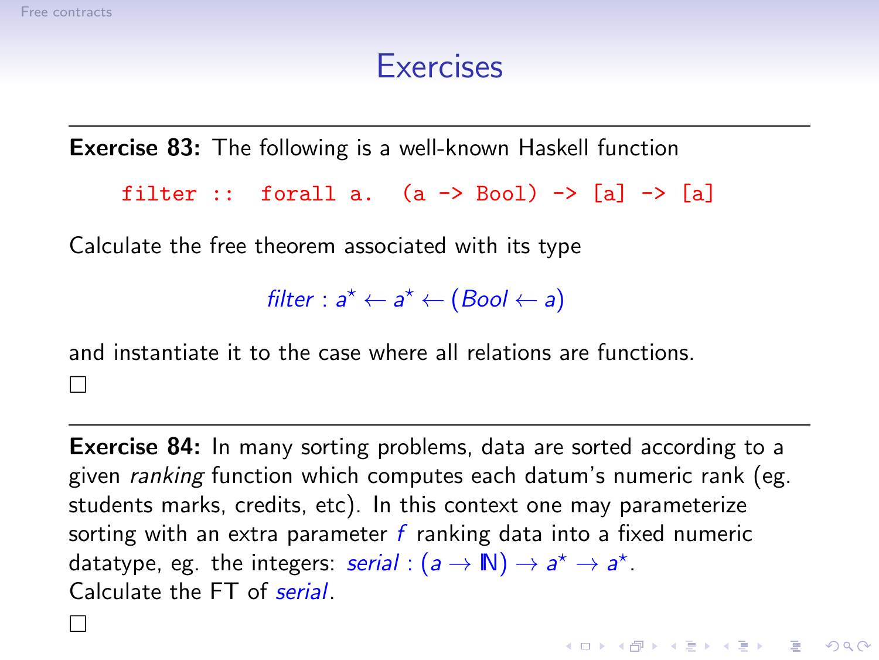# Exercises

---

**Exercise 83:** The following is a well-known Haskell function

```
filter :: forall a. (a -> Bool) -> [a] -> [a]
```

Calculate the free theorem associated with its type

$$filter : a^\star \leftarrow a^\star \leftarrow (Bool \leftarrow a)$$

and instantiate it to the case where all relations are functions.

□

---

**Exercise 84:** In many sorting problems, data are sorted according to a given *ranking* function which computes each datum's numeric rank (eg. students marks, credits, etc). In this context one may parameterize sorting with an extra parameter $f$ ranking data into a fixed numeric datatype, eg. the integers: $serial : (a \rightarrow \mathbb{N}) \rightarrow a^\star \rightarrow a^\star$.
Calculate the FT of $serial$.

□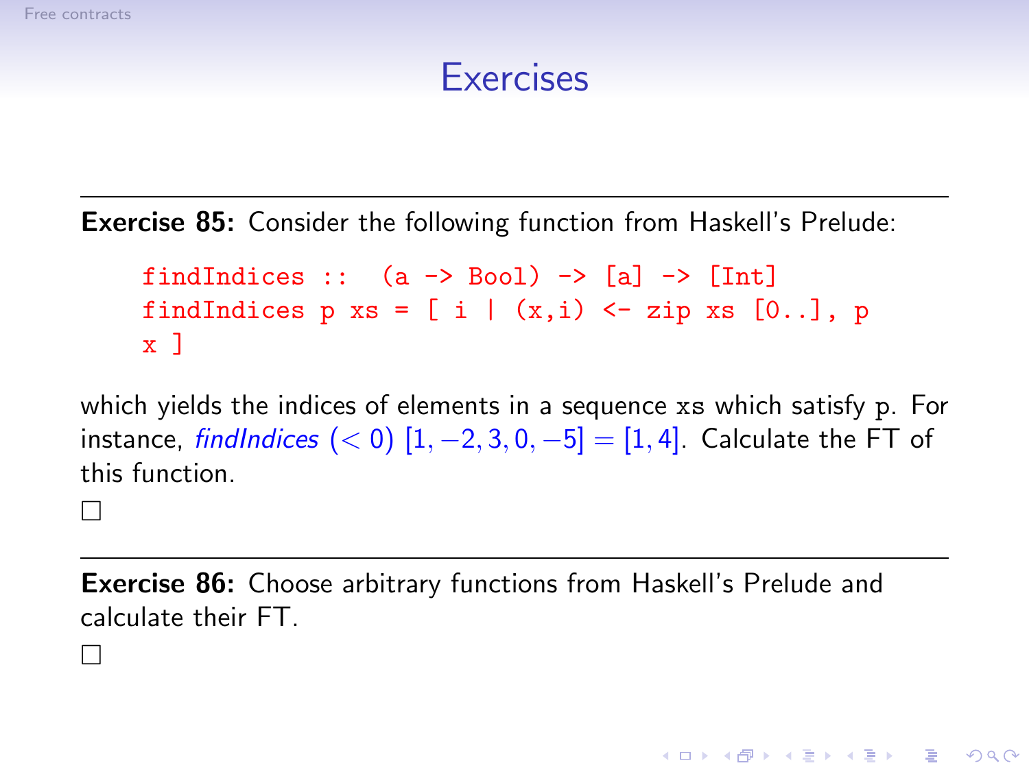## Exercises

---

**Exercise 85:** Consider the following function from Haskell's Prelude:

```
findIndices ::  (a -> Bool) -> [a] -> [Int]
findIndices p xs = [ i | (x,i) <- zip xs [0..], p
x ]
```

which yields the indices of elements in a sequence xs which satisfy p. For instance, *findIndices* $(< 0)$ $[1, -2, 3, 0, -5] = [1, 4]$. Calculate the FT of this function.

□

---

**Exercise 86:** Choose arbitrary functions from Haskell's Prelude and calculate their FT.

□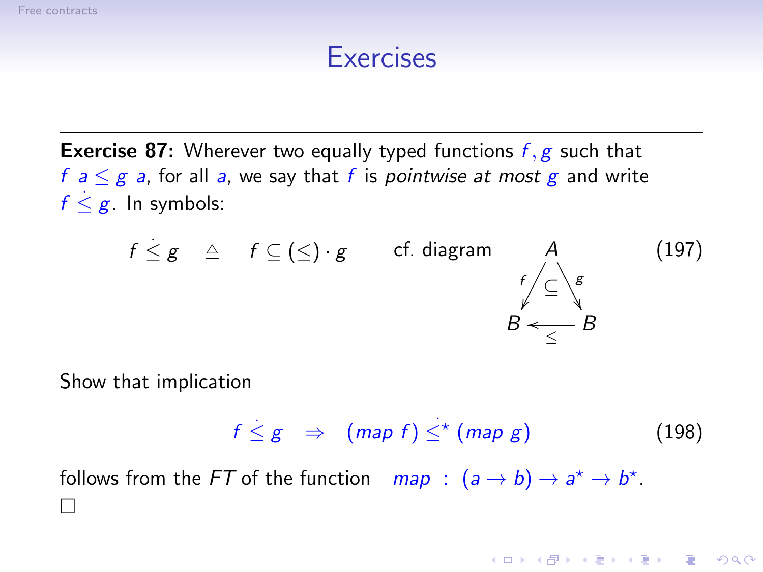# Exercises

---

**Exercise 87:** Wherever two equally typed functions $f, g$ such that $f\ a \leq g\ a$, for all $a$, we say that $f$ is *pointwise at most* $g$ and write $f \stackrel{\cdot}{\leq} g$. In symbols:

$$f \stackrel{\cdot}{\leq} g \quad \triangleq \quad f \subseteq (\leq) \cdot g \qquad \text{cf. diagram} \qquad \begin{array}{ccc} & A & \\ {\scriptstyle f} \swarrow & \subseteq & \searrow {\scriptstyle g} \\ B & \underset{\leq}{\longleftarrow} & B \end{array} \tag{197}$$

Show that implication

$$f \stackrel{\cdot}{\leq} g \quad \Rightarrow \quad (map\ f) \stackrel{\cdot}{\leq}^{\star} (map\ g) \tag{198}$$

follows from the *FT* of the function $map : (a \rightarrow b) \rightarrow a^{\star} \rightarrow b^{\star}$.

□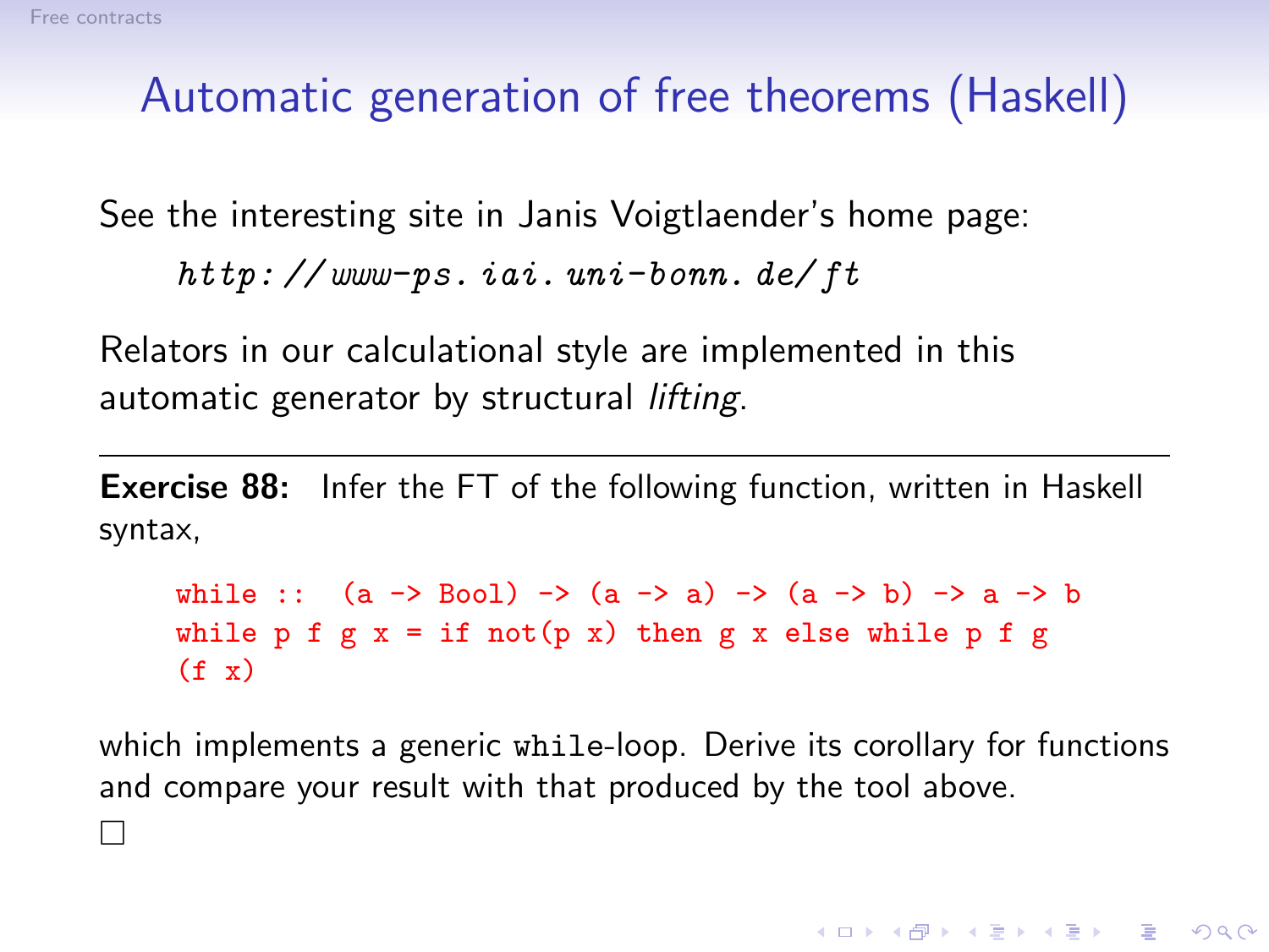# Automatic generation of free theorems (Haskell)

See the interesting site in Janis Voigtlaender's home page:

*http://www-ps.iai.uni-bonn.de/ft*

Relators in our calculational style are implemented in this automatic generator by structural *lifting*.

---

**Exercise 88:** Infer the FT of the following function, written in Haskell syntax,

```
while ::  (a -> Bool) -> (a -> a) -> (a -> b) -> a -> b
while p f g x = if not(p x) then g x else while p f g
(f x)
```

which implements a generic `while`-loop. Derive its corollary for functions and compare your result with that produced by the tool above.

□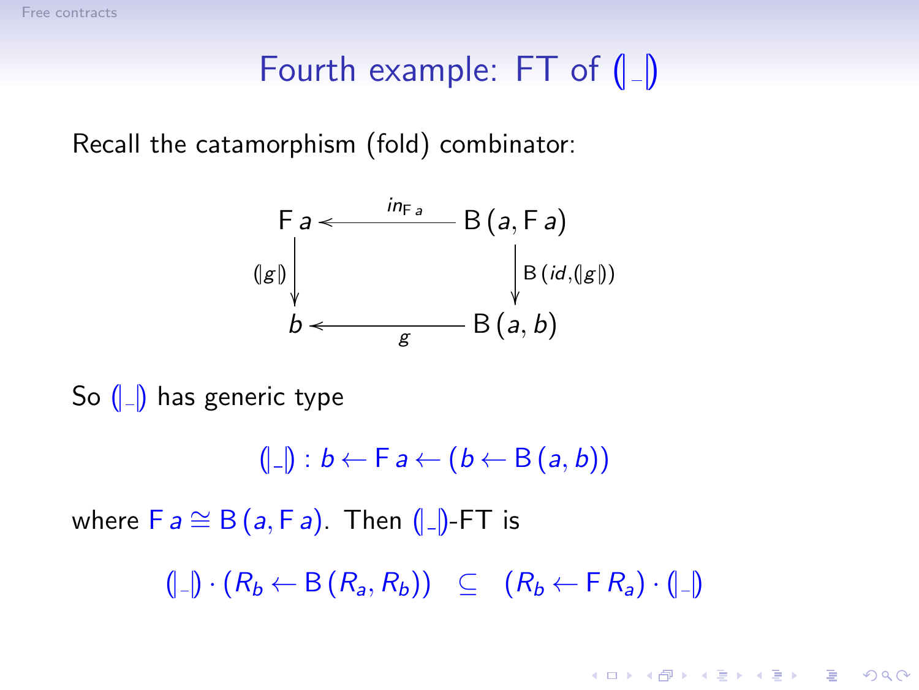# Fourth example: FT of $(\!|\_|\!)$

Recall the catamorphism (fold) combinator:

$$
\begin{array}{ccc}
\mathsf{F}\, a & \xleftarrow{\;in_{\mathsf{F}\,a}\;} & \mathsf{B}\,(a, \mathsf{F}\, a) \\
\Big\downarrow {\scriptstyle (\!| g |\!)} & & \Big\downarrow {\scriptstyle \mathsf{B}\,(id, (\!| g |\!))} \\
b & \xleftarrow[\;g\;]{} & \mathsf{B}\,(a, b)
\end{array}
$$

So $(\!|\_|\!)$ has generic type

$$(\!|\_|\!) : b \leftarrow \mathsf{F}\, a \leftarrow (b \leftarrow \mathsf{B}\,(a, b))$$

where $\mathsf{F}\, a \cong \mathsf{B}\,(a, \mathsf{F}\, a)$. Then $(\!|\_|\!)$-FT is

$$(\!|\_|\!) \cdot (R_b \leftarrow \mathsf{B}\,(R_a, R_b)) \quad \subseteq \quad (R_b \leftarrow \mathsf{F}\, R_a) \cdot (\!|\_|\!)$$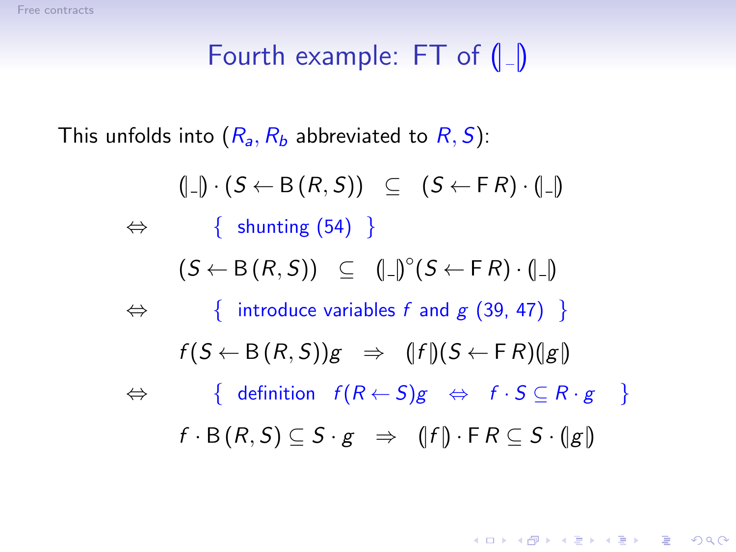# Fourth example: FT of $(\!|\_|\!)$

This unfolds into ($R_a, R_b$ abbreviated to $R, S$):

$$
\begin{array}{cl}
 & (\!|\_|\!) \cdot (S \leftarrow \mathsf{B}\,(R,S)) \;\subseteq\; (S \leftarrow \mathsf{F}\,R) \cdot (\!|\_|\!) \\
\Leftrightarrow & \quad \{ \text{ shunting (54) } \} \\
 & (S \leftarrow \mathsf{B}\,(R,S)) \;\subseteq\; (\!|\_|\!)^{\circ}(S \leftarrow \mathsf{F}\,R) \cdot (\!|\_|\!) \\
\Leftrightarrow & \quad \{ \text{ introduce variables } f \text{ and } g \text{ (39, 47) } \} \\
 & f(S \leftarrow \mathsf{B}\,(R,S))g \;\Rightarrow\; (\!|f|\!)(S \leftarrow \mathsf{F}\,R)(\!|g|\!) \\
\Leftrightarrow & \quad \{ \text{ definition } \; f(R \leftarrow S)g \;\Leftrightarrow\; f \cdot S \subseteq R \cdot g \; \} \\
 & f \cdot \mathsf{B}\,(R,S) \subseteq S \cdot g \;\Rightarrow\; (\!|f|\!) \cdot \mathsf{F}\,R \subseteq S \cdot (\!|g|\!)
\end{array}
$$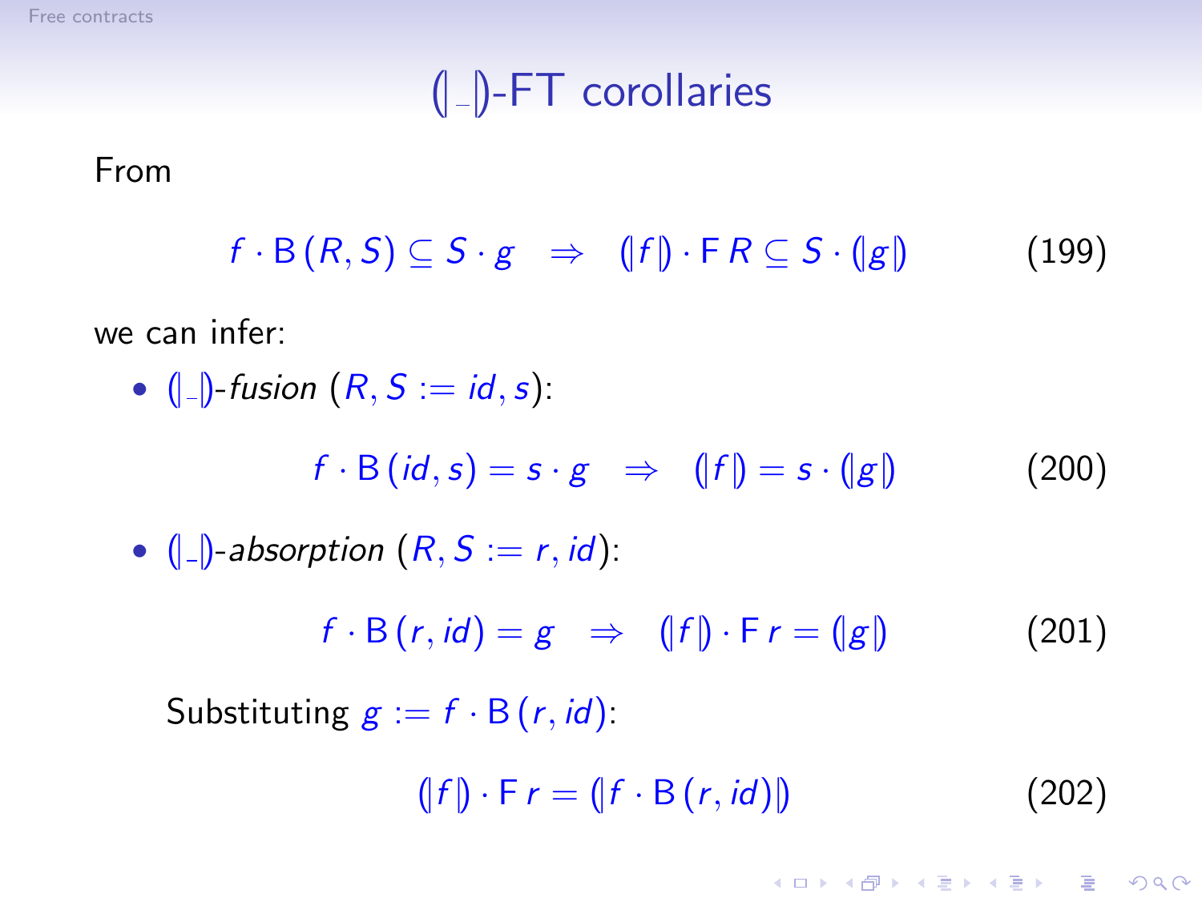# $(\!|\_|\!)$-FT corollaries

From

$$f \cdot \mathsf{B}\,(R, S) \subseteq S \cdot g \quad \Rightarrow \quad (\!|f|\!) \cdot \mathsf{F}\,R \subseteq S \cdot (\!|g|\!) \tag{199}$$

we can infer:

- $(\!|\_|\!)$-*fusion* ($R, S := id, s$):

$$f \cdot \mathsf{B}\,(id, s) = s \cdot g \quad \Rightarrow \quad (\!|f|\!) = s \cdot (\!|g|\!) \tag{200}$$

- $(\!|\_|\!)$-*absorption* ($R, S := r, id$):

$$f \cdot \mathsf{B}\,(r, id) = g \quad \Rightarrow \quad (\!|f|\!) \cdot \mathsf{F}\,r = (\!|g|\!) \tag{201}$$

  Substituting $g := f \cdot \mathsf{B}\,(r, id)$:

$$(\!|f|\!) \cdot \mathsf{F}\,r = (\!|f \cdot \mathsf{B}\,(r, id)|\!) \tag{202}$$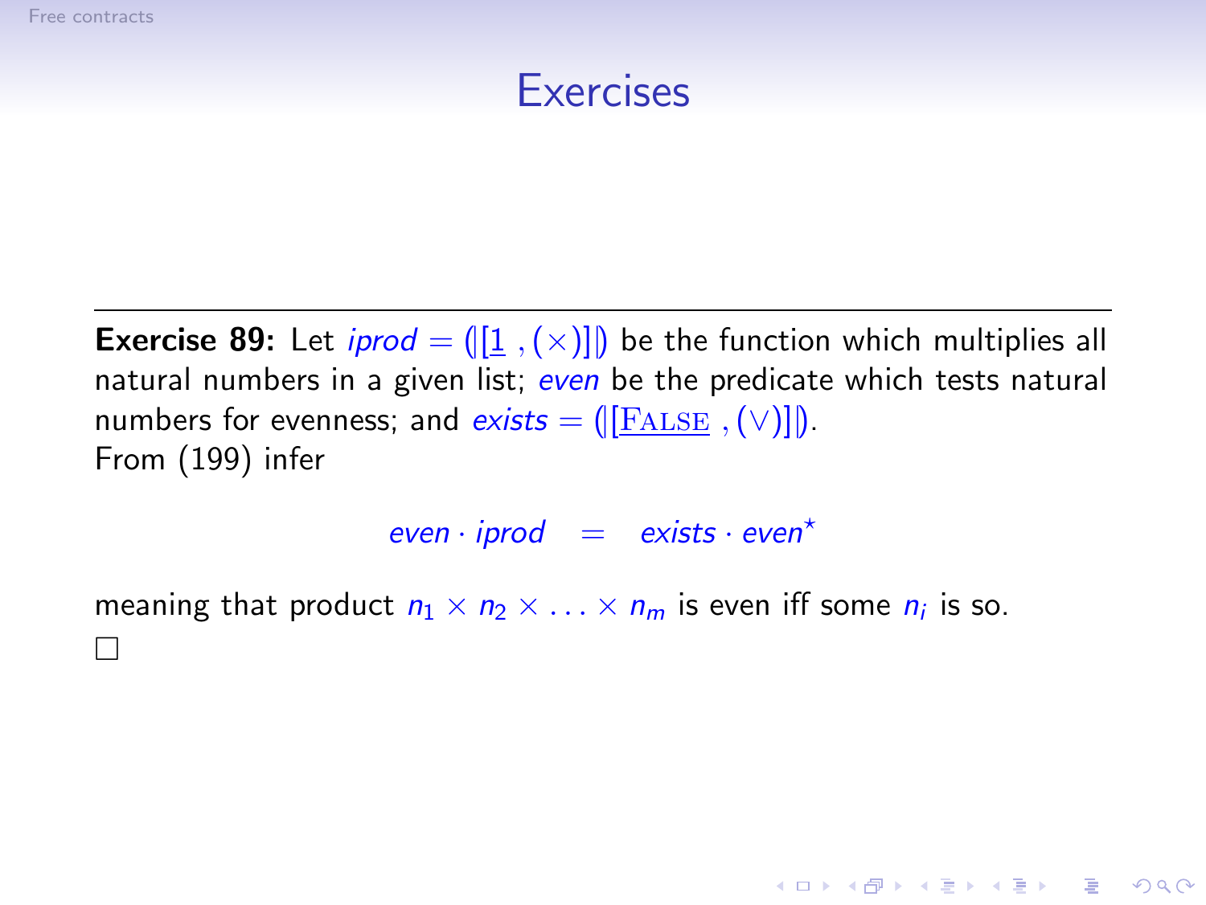# Exercises

---

**Exercise 89:** Let *iprod* $= (\!|[\underline{1}\ , (\times)]|\!)$ be the function which multiplies all natural numbers in a given list; *even* be the predicate which tests natural numbers for evenness; and *exists* $= (\!|[\underline{\textsc{False}}\ , (\vee)]|\!)$.
From (199) infer

$$even \cdot iprod \quad = \quad exists \cdot even^{\star}$$

meaning that product $n_1 \times n_2 \times \ldots \times n_m$ is even iff some $n_i$ is so.
□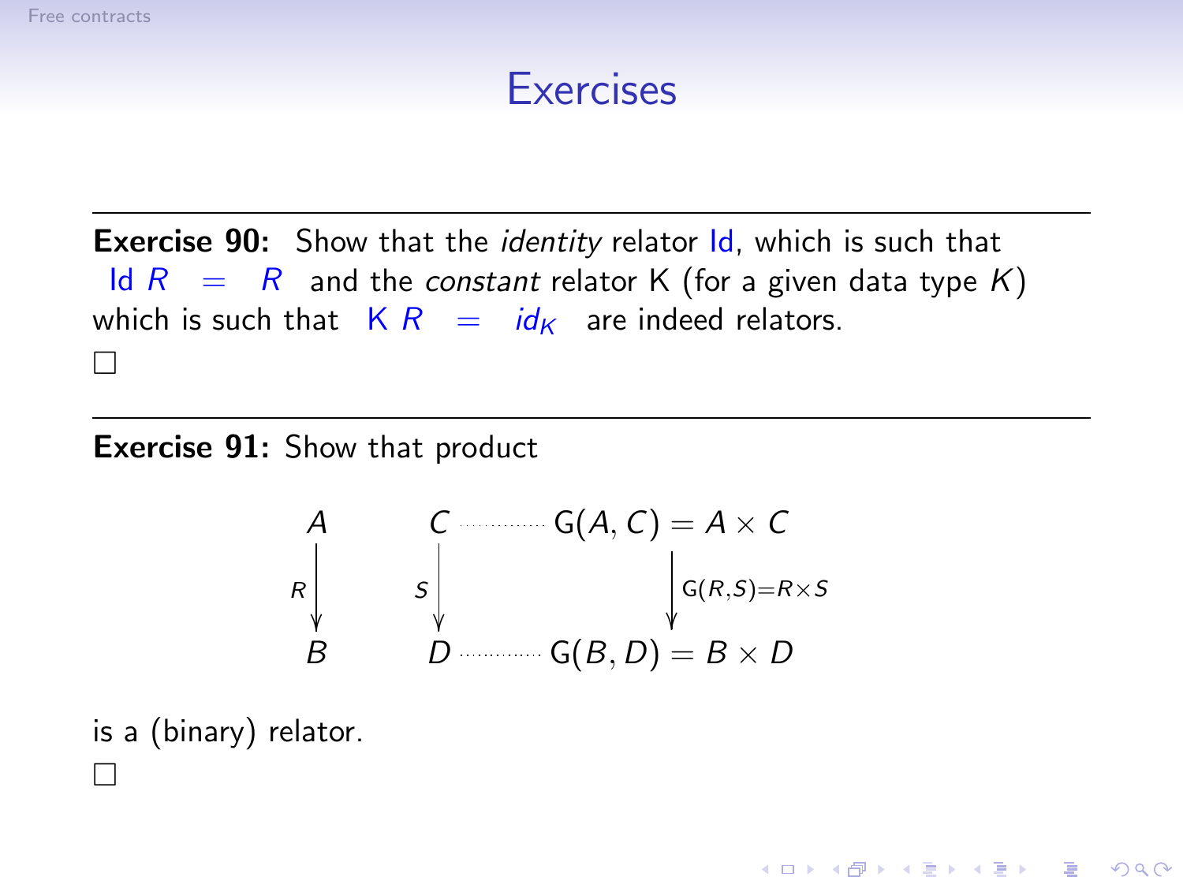## Exercises

---

**Exercise 90:** Show that the *identity* relator Id, which is such that $\mathsf{Id}\ R \;=\; R$ and the *constant* relator K (for a given data type $K$) which is such that $\mathsf{K}\ R \;=\; id_K$ are indeed relators.

□

---

**Exercise 91:** Show that product

$$
\begin{array}{ccccc}
A & & C & \cdots\cdots & \mathsf{G}(A,C) = A \times C \\
\downarrow R & & \downarrow S & & \downarrow \mathsf{G}(R,S) = R \times S \\
B & & D & \cdots\cdots & \mathsf{G}(B,D) = B \times D
\end{array}
$$

is a (binary) relator.

□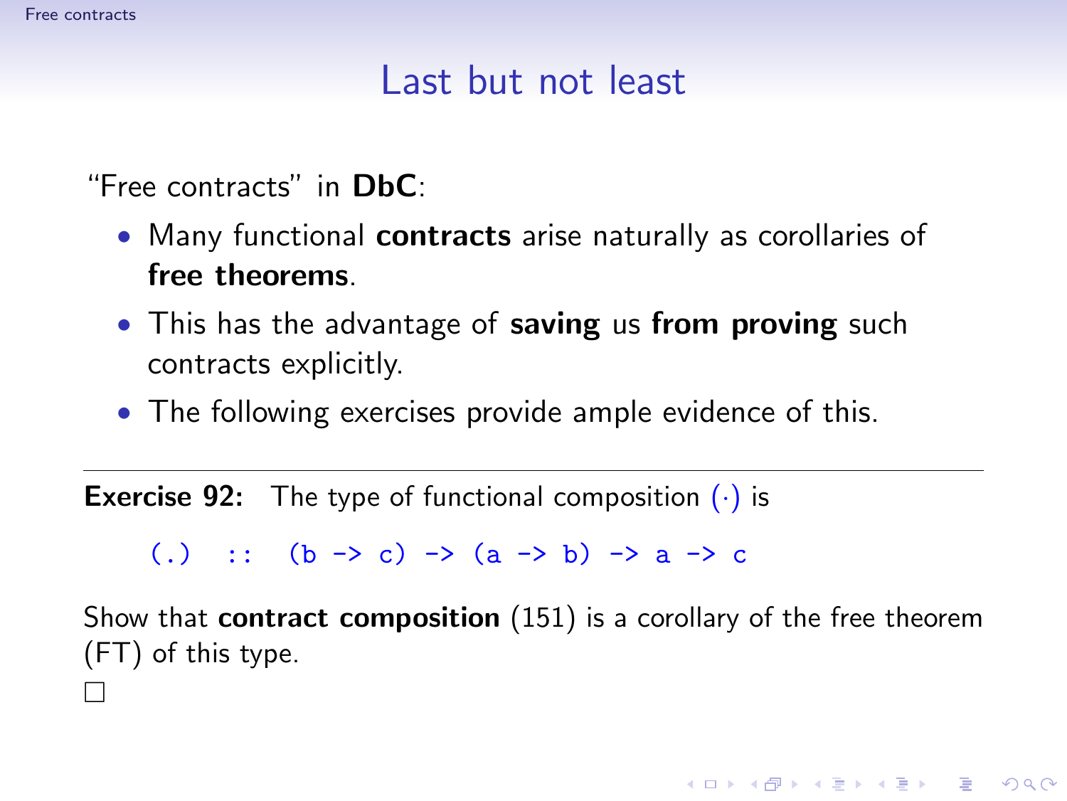# Last but not least

"Free contracts" in **DbC**:

- Many functional **contracts** arise naturally as corollaries of **free theorems**.
- This has the advantage of **saving** us **from proving** such contracts explicitly.
- The following exercises provide ample evidence of this.

---

**Exercise 92:** The type of functional composition $(\cdot)$ is

```
(.)  ::  (b -> c) -> (a -> b) -> a -> c
```

Show that **contract composition** (151) is a corollary of the free theorem (FT) of this type.

□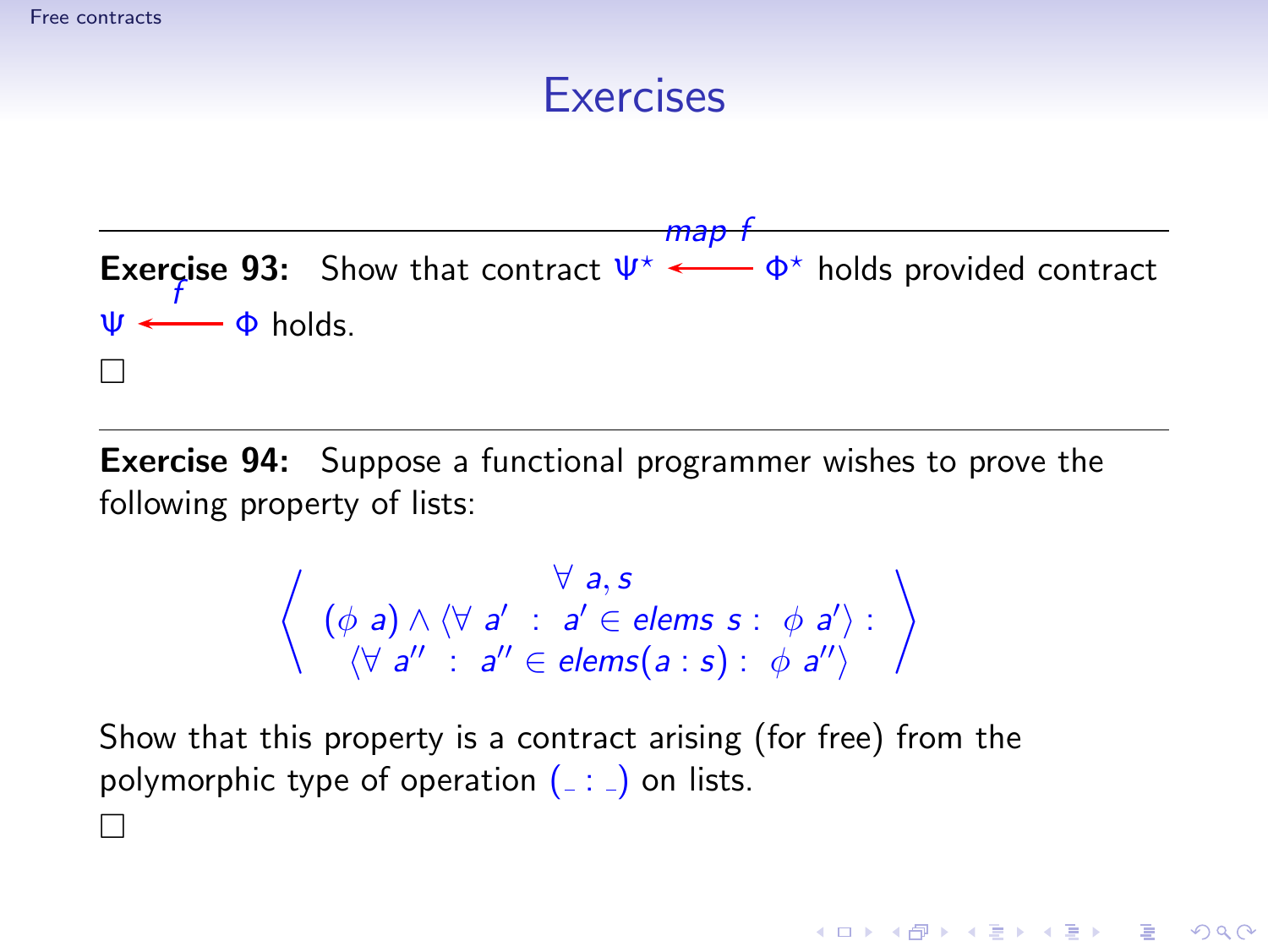# Exercises

**Exercise 93:** Show that contract $\Psi^\star \xleftarrow{map\ f} \Phi^\star$ holds provided contract $\Psi \xleftarrow{f} \Phi$ holds.

□

**Exercise 94:** Suppose a functional programmer wishes to prove the following property of lists:

$$\left\langle \begin{array}{c} \forall\ a, s \\ (\phi\ a) \wedge \langle \forall\ a'\ :\ a' \in elems\ s :\ \phi\ a' \rangle : \\ \langle \forall\ a''\ :\ a'' \in elems(a : s) :\ \phi\ a'' \rangle \end{array} \right\rangle$$

Show that this property is a contract arising (for free) from the polymorphic type of operation $(\_ : \_)$ on lists.

□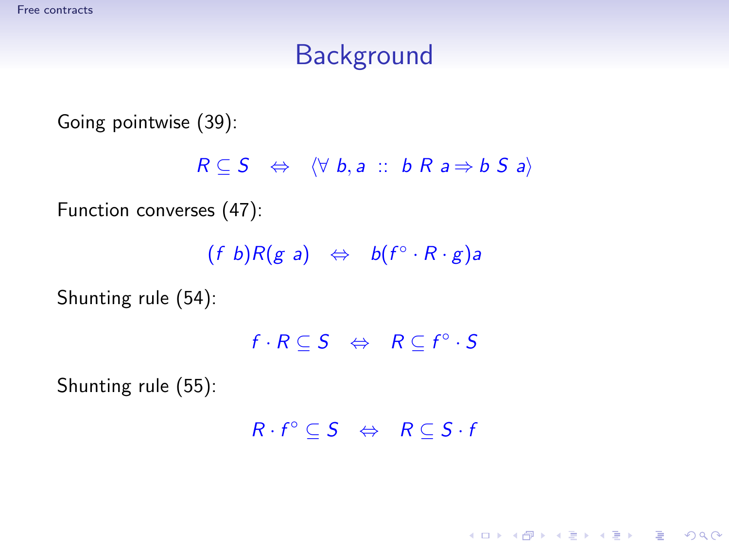# Background

Going pointwise (39):

$$R \subseteq S \quad \Leftrightarrow \quad \langle \forall\, b, a \; :: \; b \; R \; a \Rightarrow b \; S \; a \rangle$$

Function converses (47):

$$(f \;\; b) R (g \;\; a) \quad \Leftrightarrow \quad b (f^{\circ} \cdot R \cdot g) a$$

Shunting rule (54):

$$f \cdot R \subseteq S \quad \Leftrightarrow \quad R \subseteq f^{\circ} \cdot S$$

Shunting rule (55):

$$R \cdot f^{\circ} \subseteq S \quad \Leftrightarrow \quad R \subseteq S \cdot f$$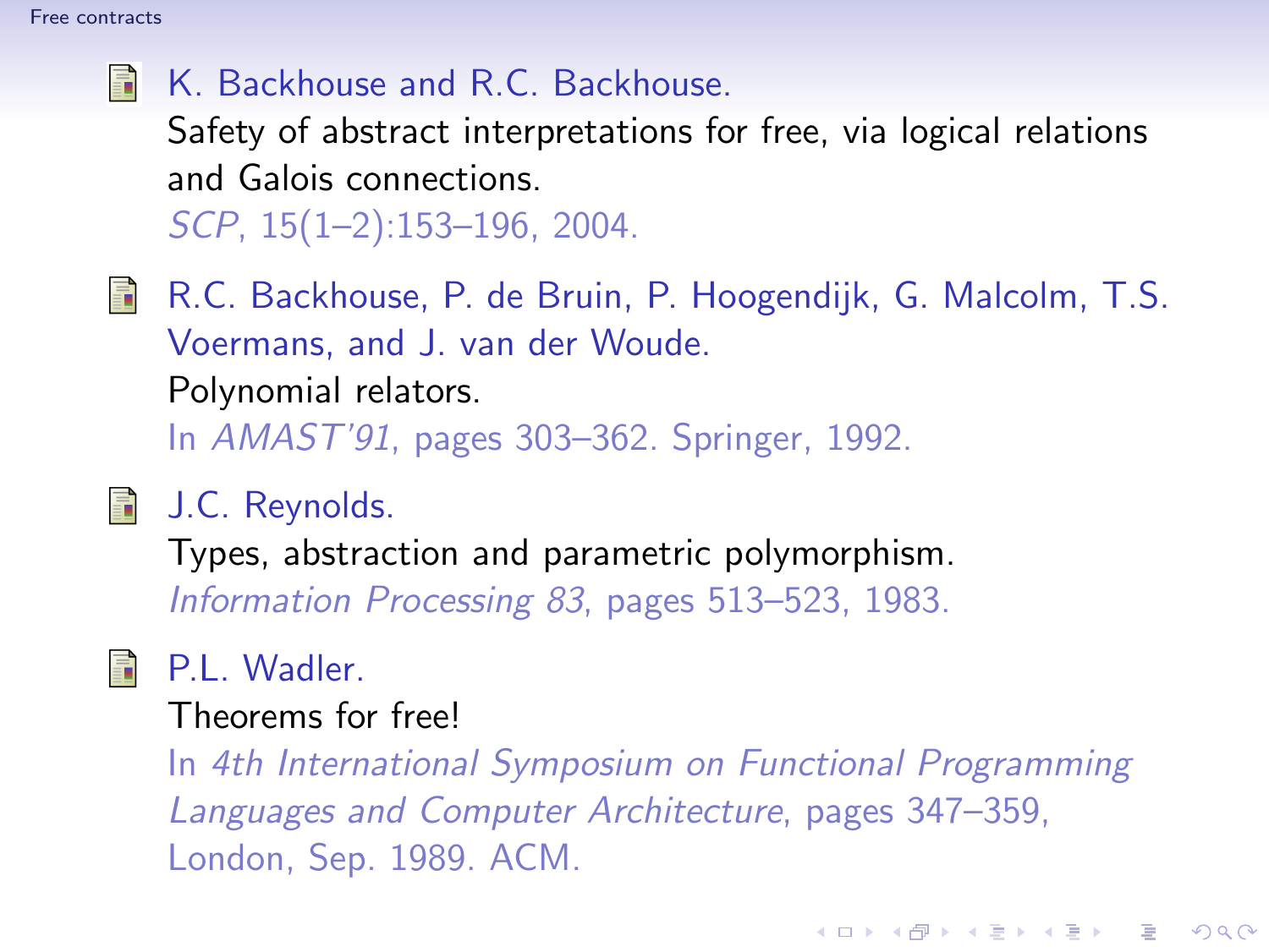- K. Backhouse and R.C. Backhouse.
  Safety of abstract interpretations for free, via logical relations and Galois connections.
  *SCP*, 15(1–2):153–196, 2004.

- R.C. Backhouse, P. de Bruin, P. Hoogendijk, G. Malcolm, T.S. Voermans, and J. van der Woude.
  Polynomial relators.
  In *AMAST'91*, pages 303–362. Springer, 1992.

- J.C. Reynolds.
  Types, abstraction and parametric polymorphism.
  *Information Processing 83*, pages 513–523, 1983.

- P.L. Wadler.
  Theorems for free!
  In *4th International Symposium on Functional Programming Languages and Computer Architecture*, pages 347–359, London, Sep. 1989. ACM.